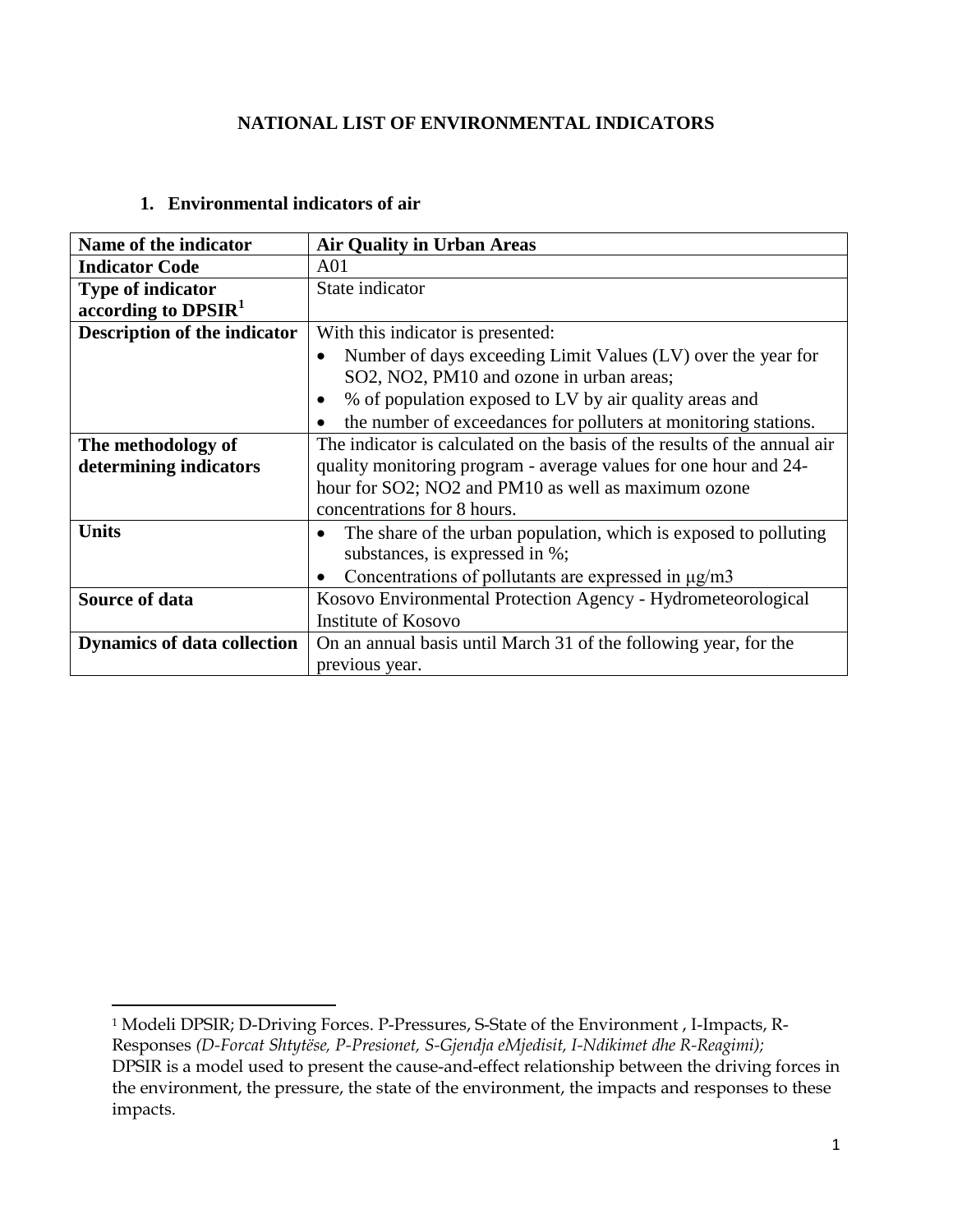# NATIONAL LIST OF ENVIRONMENTAL INDICATORS

## 1. Environmental indicators of air

| **Name of the indicator** | **Air Quality in Urban Areas** |
|---|---|
| **Indicator Code** | A01 |
| **Type of indicator according to DPSIR**[1] | State indicator |
| **Description of the indicator** | With this indicator is presented:<br>• Number of days exceeding Limit Values (LV) over the year for $SO_2$, $NO_2$, PM10 and ozone in urban areas;<br>• % of population exposed to LV by air quality areas and<br>• the number of exceedances for polluters at monitoring stations. |
| **The methodology of determining indicators** | The indicator is calculated on the basis of the results of the annual air quality monitoring program - average values for one hour and 24-hour for $SO_2$; $NO_2$ and PM10 as well as maximum ozone concentrations for 8 hours. |
| **Units** | • The share of the urban population, which is exposed to polluting substances, is expressed in %;<br>• Concentrations of pollutants are expressed in μg/m3 |
| **Source of data** | Kosovo Environmental Protection Agency - Hydrometeorological Institute of Kosovo |
| **Dynamics of data collection** | On an annual basis until March 31 of the following year, for the previous year. |

[1] Modeli DPSIR; D-Driving Forces. P-Pressures, S-State of the Environment , I-Impacts, R-Responses *(D-Forcat Shtytëse, P-Presionet, S-Gjendja eMjedisit, I-Ndikimet dhe R-Reagimi);* DPSIR is a model used to present the cause-and-effect relationship between the driving forces in the environment, the pressure, the state of the environment, the impacts and responses to these impacts.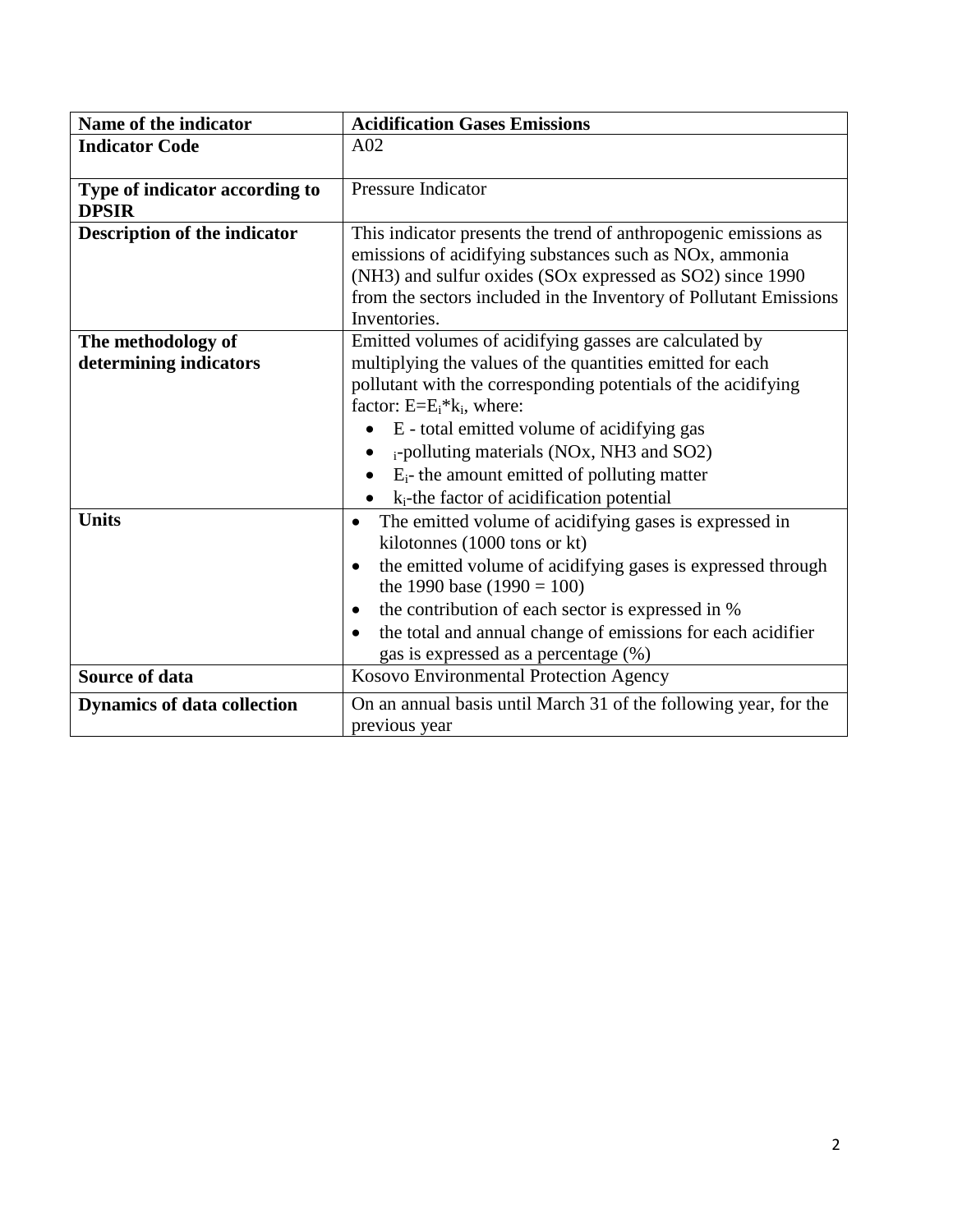| Name of the indicator | Acidification Gases Emissions |
| --- | --- |
| **Indicator Code** | A02 |
| **Type of indicator according to DPSIR** | Pressure Indicator |
| **Description of the indicator** | This indicator presents the trend of anthropogenic emissions as emissions of acidifying substances such as NOx, ammonia (NH3) and sulfur oxides (SOx expressed as SO2) since 1990 from the sectors included in the Inventory of Pollutant Emissions Inventories. |
| **The methodology of determining indicators** | Emitted volumes of acidifying gasses are calculated by multiplying the values of the quantities emitted for each pollutant with the corresponding potentials of the acidifying factor: $E=E_i*k_i$, where: <br>• E - total emitted volume of acidifying gas <br>• $_i$-polluting materials (NOx, NH3 and SO2) <br>• $E_i$- the amount emitted of polluting matter <br>• $k_i$-the factor of acidification potential |
| **Units** | • The emitted volume of acidifying gases is expressed in kilotonnes (1000 tons or kt) <br>• the emitted volume of acidifying gases is expressed through the 1990 base (1990 = 100) <br>• the contribution of each sector is expressed in % <br>• the total and annual change of emissions for each acidifier gas is expressed as a percentage (%) |
| **Source of data** | Kosovo Environmental Protection Agency |
| **Dynamics of data collection** | On an annual basis until March 31 of the following year, for the previous year |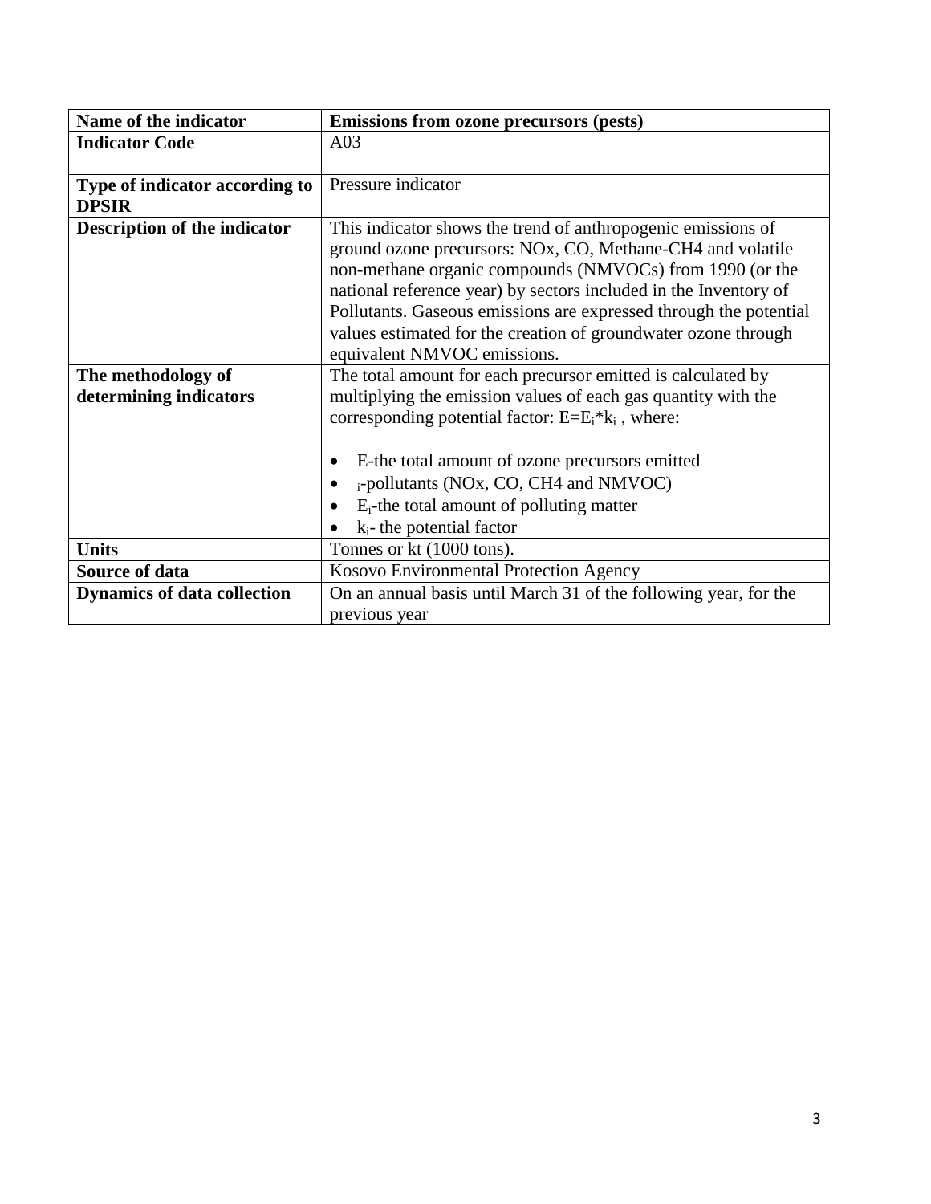| **Name of the indicator** | **Emissions from ozone precursors (pests)** |
|---|---|
| **Indicator Code** | A03 |
| **Type of indicator according to DPSIR** | Pressure indicator |
| **Description of the indicator** | This indicator shows the trend of anthropogenic emissions of ground ozone precursors: NOx, CO, Methane-CH4 and volatile non-methane organic compounds (NMVOCs) from 1990 (or the national reference year) by sectors included in the Inventory of Pollutants. Gaseous emissions are expressed through the potential values estimated for the creation of groundwater ozone through equivalent NMVOC emissions. |
| **The methodology of determining indicators** | The total amount for each precursor emitted is calculated by multiplying the emission values of each gas quantity with the corresponding potential factor: $E=E_i*k_i$ , where: <br><br>• E-the total amount of ozone precursors emitted <br>• $_i$-pollutants (NOx, CO, CH4 and NMVOC) <br>• $E_i$-the total amount of polluting matter <br>• $k_i$- the potential factor |
| **Units** | Tonnes or kt (1000 tons). |
| **Source of data** | Kosovo Environmental Protection Agency |
| **Dynamics of data collection** | On an annual basis until March 31 of the following year, for the previous year |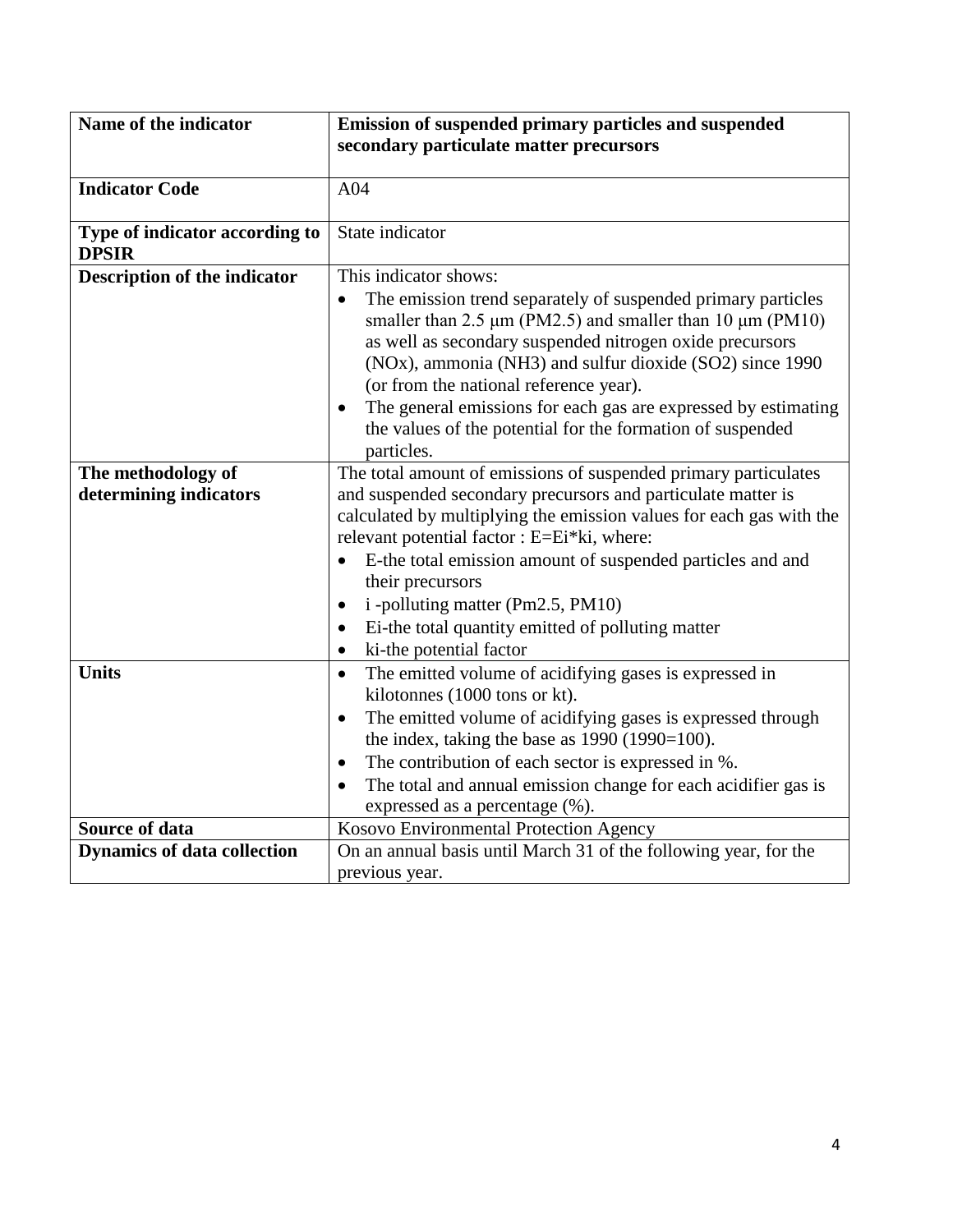| Name of the indicator | Emission of suspended primary particles and suspended secondary particulate matter precursors |
|---|---|
| **Indicator Code** | A04 |
| **Type of indicator according to DPSIR** | State indicator |
| **Description of the indicator** | This indicator shows:<br>• The emission trend separately of suspended primary particles smaller than 2.5 μm (PM2.5) and smaller than 10 μm (PM10) as well as secondary suspended nitrogen oxide precursors ($NO_x$), ammonia ($NH_3$) and sulfur dioxide ($SO_2$) since 1990 (or from the national reference year).<br>• The general emissions for each gas are expressed by estimating the values of the potential for the formation of suspended particles. |
| **The methodology of determining indicators** | The total amount of emissions of suspended primary particulates and suspended secondary precursors and particulate matter is calculated by multiplying the emission values for each gas with the relevant potential factor : $E=Ei*ki$, where:<br>• E-the total emission amount of suspended particles and and their precursors<br>• i -polluting matter (Pm2.5, PM10)<br>• Ei-the total quantity emitted of polluting matter<br>• ki-the potential factor |
| **Units** | • The emitted volume of acidifying gases is expressed in kilotonnes (1000 tons or kt).<br>• The emitted volume of acidifying gases is expressed through the index, taking the base as 1990 (1990=100).<br>• The contribution of each sector is expressed in %.<br>• The total and annual emission change for each acidifier gas is expressed as a percentage (%). |
| **Source of data** | Kosovo Environmental Protection Agency |
| **Dynamics of data collection** | On an annual basis until March 31 of the following year, for the previous year. |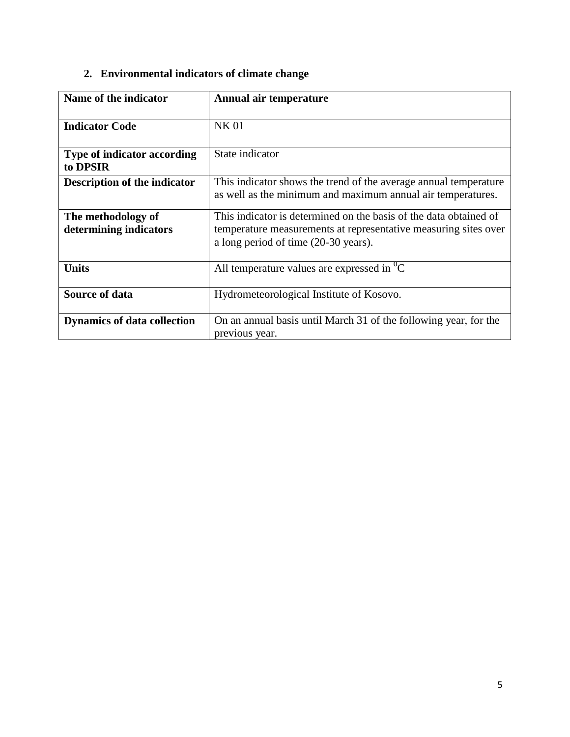## 2. Environmental indicators of climate change

| **Name of the indicator** | **Annual air temperature** |
|---|---|
| **Indicator Code** | NK 01 |
| **Type of indicator according to DPSIR** | State indicator |
| **Description of the indicator** | This indicator shows the trend of the average annual temperature as well as the minimum and maximum annual air temperatures. |
| **The methodology of determining indicators** | This indicator is determined on the basis of the data obtained of temperature measurements at representative measuring sites over a long period of time (20-30 years). |
| **Units** | All temperature values are expressed in $^{0}$C |
| **Source of data** | Hydrometeorological Institute of Kosovo. |
| **Dynamics of data collection** | On an annual basis until March 31 of the following year, for the previous year. |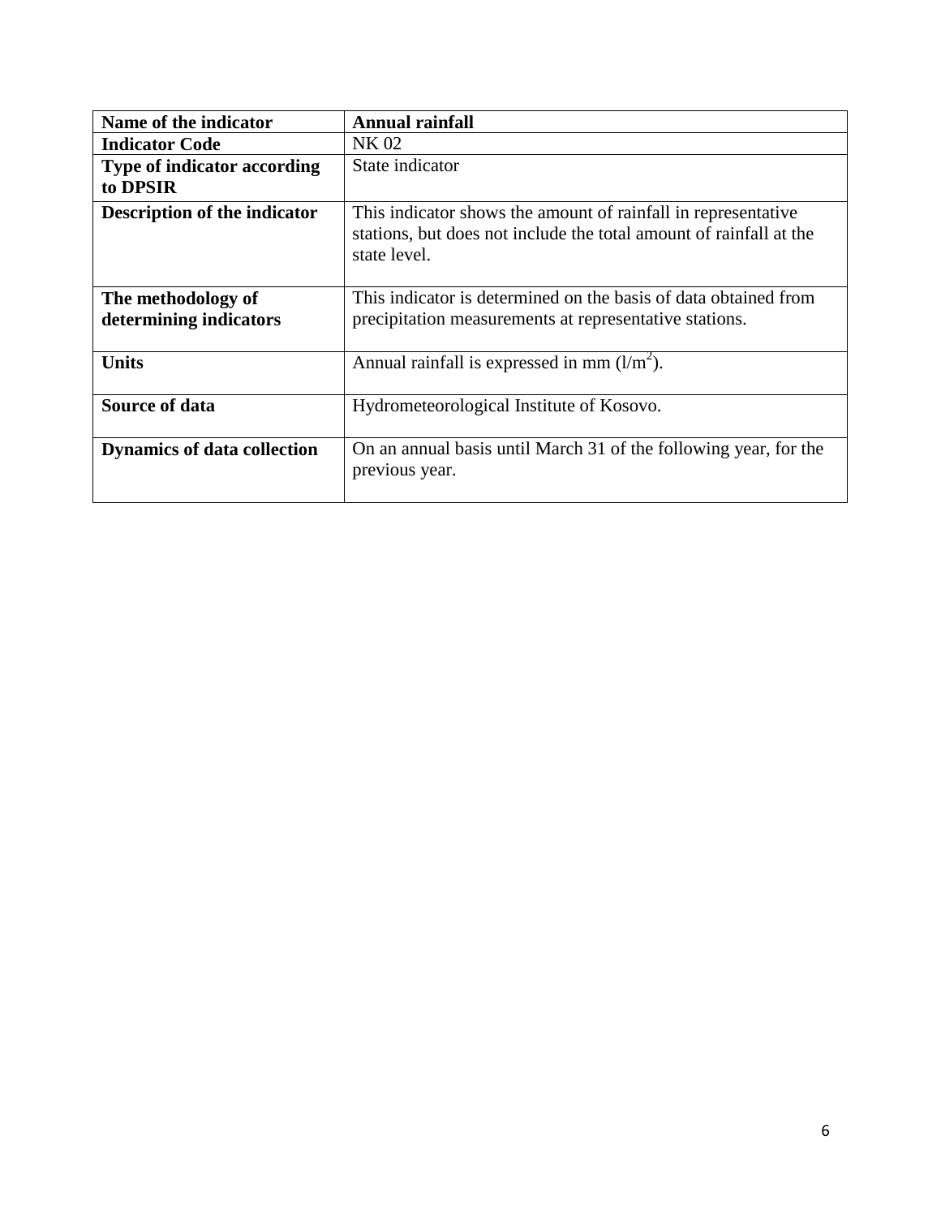| **Name of the indicator** | **Annual rainfall** |
|---|---|
| **Indicator Code** | NK 02 |
| **Type of indicator according to DPSIR** | State indicator |
| **Description of the indicator** | This indicator shows the amount of rainfall in representative stations, but does not include the total amount of rainfall at the state level. |
| **The methodology of determining indicators** | This indicator is determined on the basis of data obtained from precipitation measurements at representative stations. |
| **Units** | Annual rainfall is expressed in mm ($l/m^2$). |
| **Source of data** | Hydrometeorological Institute of Kosovo. |
| **Dynamics of data collection** | On an annual basis until March 31 of the following year, for the previous year. |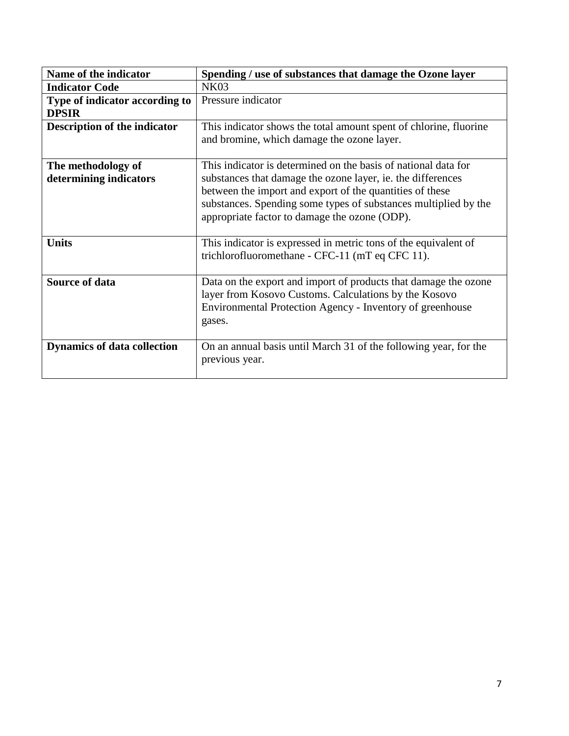| Name of the indicator | Spending / use of substances that damage the Ozone layer |
|---|---|
| **Indicator Code** | NK03 |
| **Type of indicator according to DPSIR** | Pressure indicator |
| **Description of the indicator** | This indicator shows the total amount spent of chlorine, fluorine and bromine, which damage the ozone layer. |
| **The methodology of determining indicators** | This indicator is determined on the basis of national data for substances that damage the ozone layer, ie. the differences between the import and export of the quantities of these substances. Spending some types of substances multiplied by the appropriate factor to damage the ozone (ODP). |
| **Units** | This indicator is expressed in metric tons of the equivalent of trichlorofluoromethane - CFC-11 (mT eq CFC 11). |
| **Source of data** | Data on the export and import of products that damage the ozone layer from Kosovo Customs. Calculations by the Kosovo Environmental Protection Agency - Inventory of greenhouse gases. |
| **Dynamics of data collection** | On an annual basis until March 31 of the following year, for the previous year. |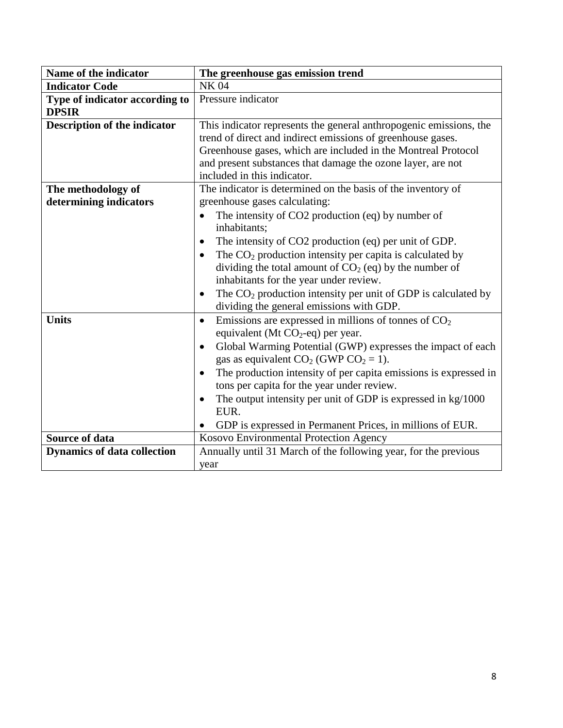| Name of the indicator | The greenhouse gas emission trend |
|---|---|
| **Indicator Code** | NK 04 |
| **Type of indicator according to DPSIR** | Pressure indicator |
| **Description of the indicator** | This indicator represents the general anthropogenic emissions, the trend of direct and indirect emissions of greenhouse gases. Greenhouse gases, which are included in the Montreal Protocol and present substances that damage the ozone layer, are not included in this indicator. |
| **The methodology of determining indicators** | The indicator is determined on the basis of the inventory of greenhouse gases calculating:<br>• The intensity of CO2 production (eq) by number of inhabitants;<br>• The intensity of CO2 production (eq) per unit of GDP.<br>• The $CO_2$ production intensity per capita is calculated by dividing the total amount of $CO_2$ (eq) by the number of inhabitants for the year under review.<br>• The $CO_2$ production intensity per unit of GDP is calculated by dividing the general emissions with GDP. |
| **Units** | • Emissions are expressed in millions of tonnes of $CO_2$ equivalent (Mt $CO_2$-eq) per year.<br>• Global Warming Potential (GWP) expresses the impact of each gas as equivalent $CO_2$ (GWP $CO_2 = 1$).<br>• The production intensity of per capita emissions is expressed in tons per capita for the year under review.<br>• The output intensity per unit of GDP is expressed in kg/1000 EUR.<br>• GDP is expressed in Permanent Prices, in millions of EUR. |
| **Source of data** | Kosovo Environmental Protection Agency |
| **Dynamics of data collection** | Annually until 31 March of the following year, for the previous year |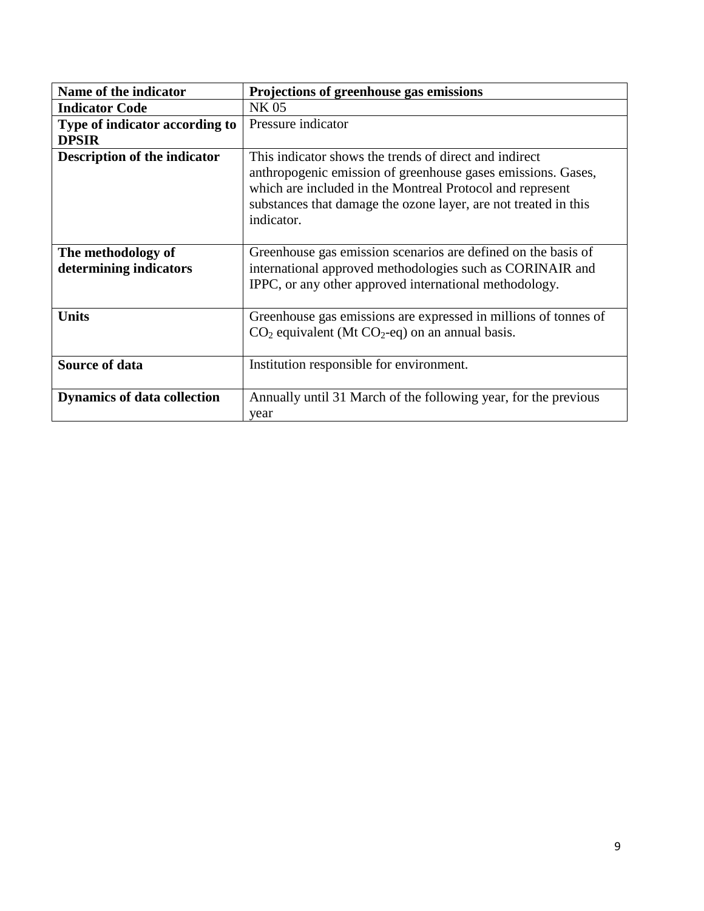| **Name of the indicator** | **Projections of greenhouse gas emissions** |
|---|---|
| **Indicator Code** | NK 05 |
| **Type of indicator according to DPSIR** | Pressure indicator |
| **Description of the indicator** | This indicator shows the trends of direct and indirect anthropogenic emission of greenhouse gases emissions. Gases, which are included in the Montreal Protocol and represent substances that damage the ozone layer, are not treated in this indicator. |
| **The methodology of determining indicators** | Greenhouse gas emission scenarios are defined on the basis of international approved methodologies such as CORINAIR and IPPC, or any other approved international methodology. |
| **Units** | Greenhouse gas emissions are expressed in millions of tonnes of $CO_2$ equivalent (Mt $CO_2$-eq) on an annual basis. |
| **Source of data** | Institution responsible for environment. |
| **Dynamics of data collection** | Annually until 31 March of the following year, for the previous year |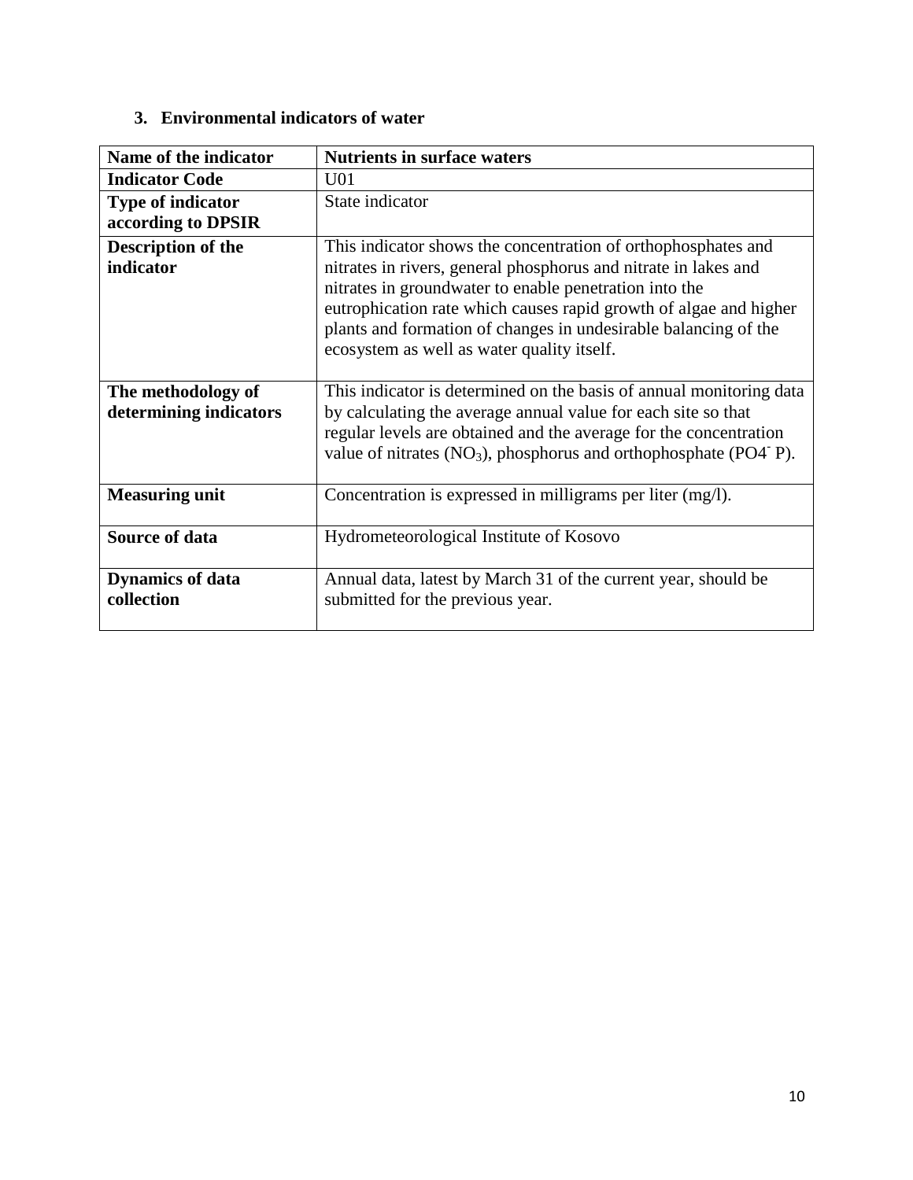## 3. Environmental indicators of water

| Name of the indicator | Nutrients in surface waters |
| --- | --- |
| **Indicator Code** | U01 |
| **Type of indicator according to DPSIR** | State indicator |
| **Description of the indicator** | This indicator shows the concentration of orthophosphates and nitrates in rivers, general phosphorus and nitrate in lakes and nitrates in groundwater to enable penetration into the eutrophication rate which causes rapid growth of algae and higher plants and formation of changes in undesirable balancing of the ecosystem as well as water quality itself. |
| **The methodology of determining indicators** | This indicator is determined on the basis of annual monitoring data by calculating the average annual value for each site so that regular levels are obtained and the average for the concentration value of nitrates ($NO_3$), phosphorus and orthophosphate ($PO4^-$ P). |
| **Measuring unit** | Concentration is expressed in milligrams per liter (mg/l). |
| **Source of data** | Hydrometeorological Institute of Kosovo |
| **Dynamics of data collection** | Annual data, latest by March 31 of the current year, should be submitted for the previous year. |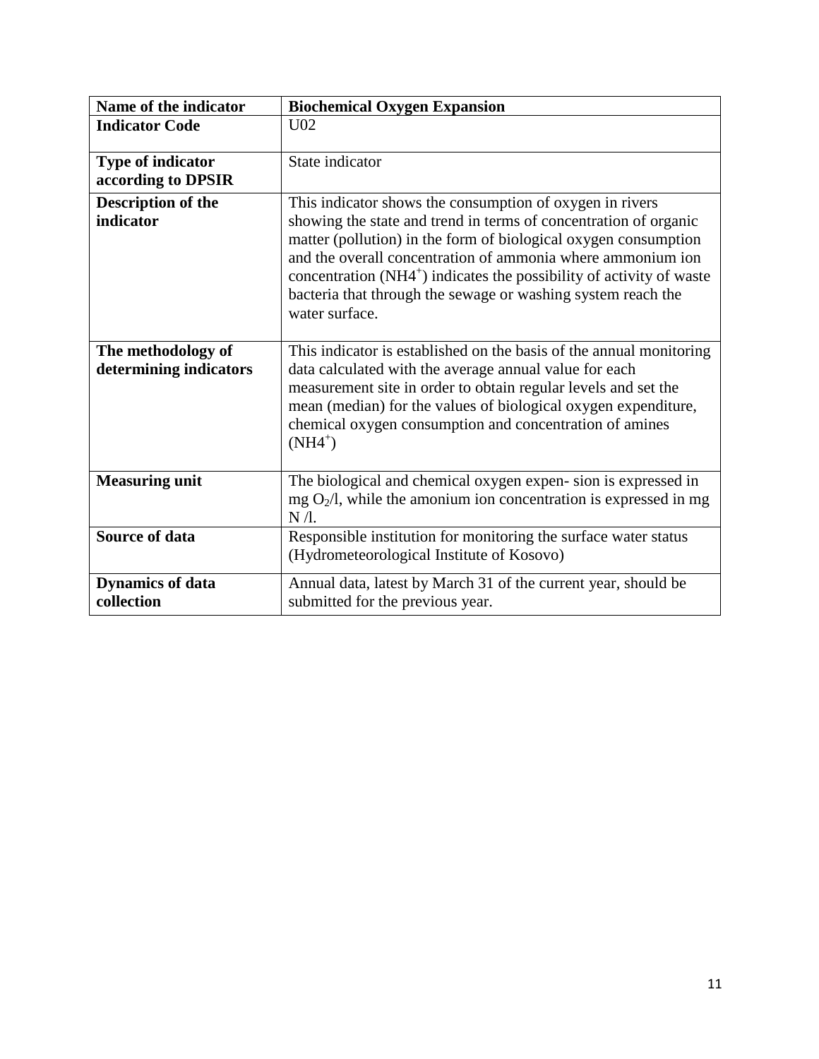| Name of the indicator | Biochemical Oxygen Expansion |
|---|---|
| **Indicator Code** | U02 |
| **Type of indicator according to DPSIR** | State indicator |
| **Description of the indicator** | This indicator shows the consumption of oxygen in rivers showing the state and trend in terms of concentration of organic matter (pollution) in the form of biological oxygen consumption and the overall concentration of ammonia where ammonium ion concentration ($NH4^+$) indicates the possibility of activity of waste bacteria that through the sewage or washing system reach the water surface. |
| **The methodology of determining indicators** | This indicator is established on the basis of the annual monitoring data calculated with the average annual value for each measurement site in order to obtain regular levels and set the mean (median) for the values of biological oxygen expenditure, chemical oxygen consumption and concentration of amines ($NH4^+$) |
| **Measuring unit** | The biological and chemical oxygen expen- sion is expressed in mg $O_2$/l, while the amonium ion concentration is expressed in mg N /l. |
| **Source of data** | Responsible institution for monitoring the surface water status (Hydrometeorological Institute of Kosovo) |
| **Dynamics of data collection** | Annual data, latest by March 31 of the current year, should be submitted for the previous year. |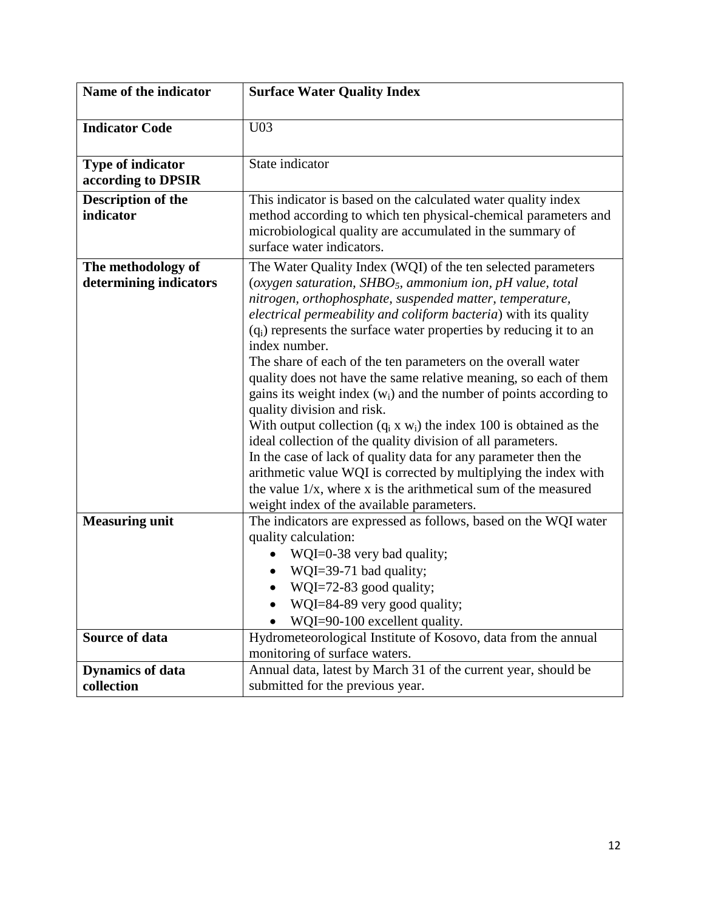| **Name of the indicator** | **Surface Water Quality Index** |
|---|---|
| **Indicator Code** | U03 |
| **Type of indicator according to DPSIR** | State indicator |
| **Description of the indicator** | This indicator is based on the calculated water quality index method according to which ten physical-chemical parameters and microbiological quality are accumulated in the summary of surface water indicators. |
| **The methodology of determining indicators** | The Water Quality Index (WQI) of the ten selected parameters (*oxygen saturation, $SHBO_5$, ammonium ion, pH value, total nitrogen, orthophosphate, suspended matter, temperature, electrical permeability and coliform bacteria*) with its quality ($q_i$) represents the surface water properties by reducing it to an index number.<br>The share of each of the ten parameters on the overall water quality does not have the same relative meaning, so each of them gains its weight index ($w_i$) and the number of points according to quality division and risk.<br>With output collection ($q_i$ x $w_i$) the index 100 is obtained as the ideal collection of the quality division of all parameters.<br>In the case of lack of quality data for any parameter then the arithmetic value WQI is corrected by multiplying the index with the value 1/x, where x is the arithmetical sum of the measured weight index of the available parameters. |
| **Measuring unit** | The indicators are expressed as follows, based on the WQI water quality calculation:<br>• WQI=0-38 very bad quality;<br>• WQI=39-71 bad quality;<br>• WQI=72-83 good quality;<br>• WQI=84-89 very good quality;<br>• WQI=90-100 excellent quality. |
| **Source of data** | Hydrometeorological Institute of Kosovo, data from the annual monitoring of surface waters. |
| **Dynamics of data collection** | Annual data, latest by March 31 of the current year, should be submitted for the previous year. |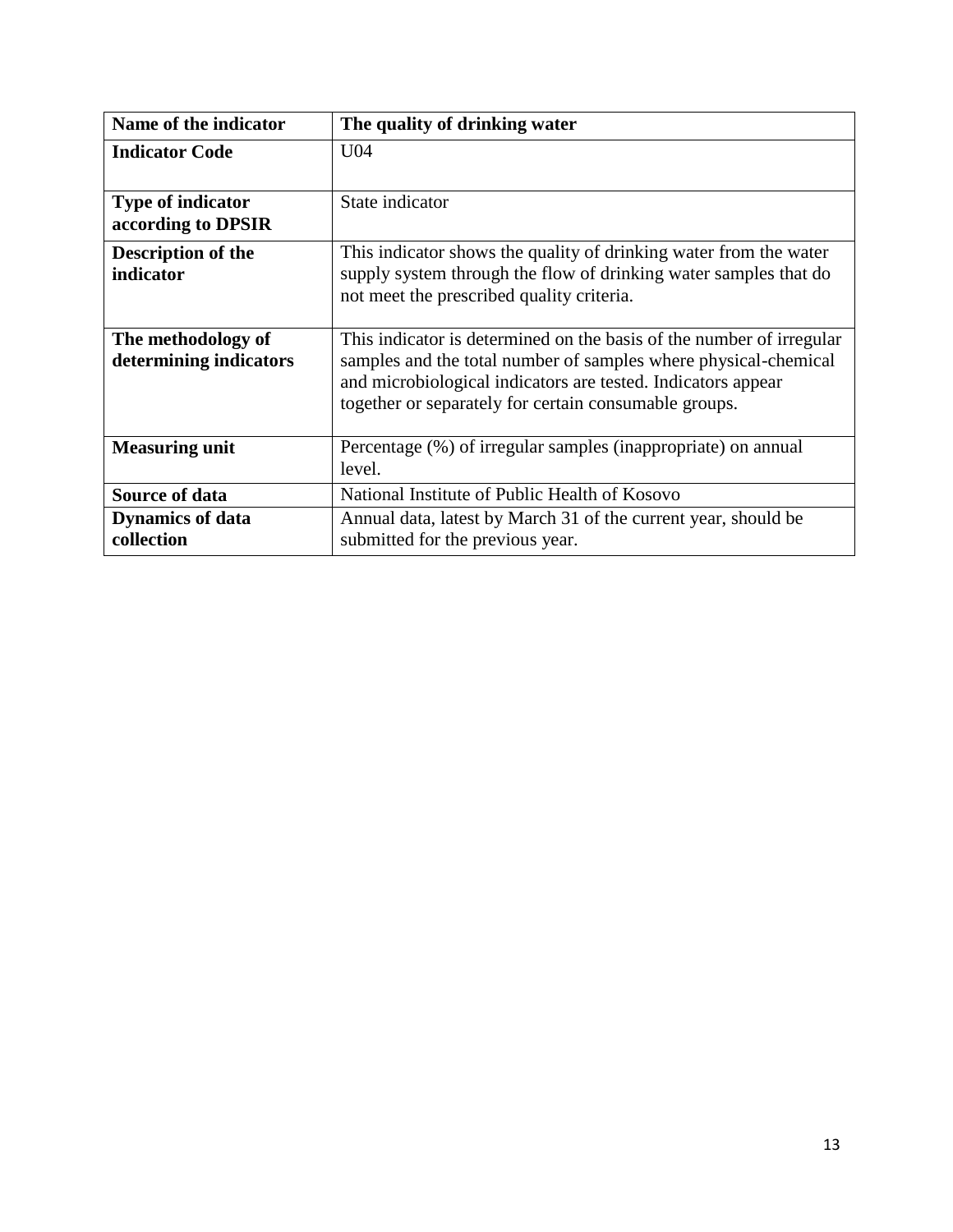| **Name of the indicator** | **The quality of drinking water** |
|---|---|
| **Indicator Code** | U04 |
| **Type of indicator according to DPSIR** | State indicator |
| **Description of the indicator** | This indicator shows the quality of drinking water from the water supply system through the flow of drinking water samples that do not meet the prescribed quality criteria. |
| **The methodology of determining indicators** | This indicator is determined on the basis of the number of irregular samples and the total number of samples where physical-chemical and microbiological indicators are tested. Indicators appear together or separately for certain consumable groups. |
| **Measuring unit** | Percentage (%) of irregular samples (inappropriate) on annual level. |
| **Source of data** | National Institute of Public Health of Kosovo |
| **Dynamics of data collection** | Annual data, latest by March 31 of the current year, should be submitted for the previous year. |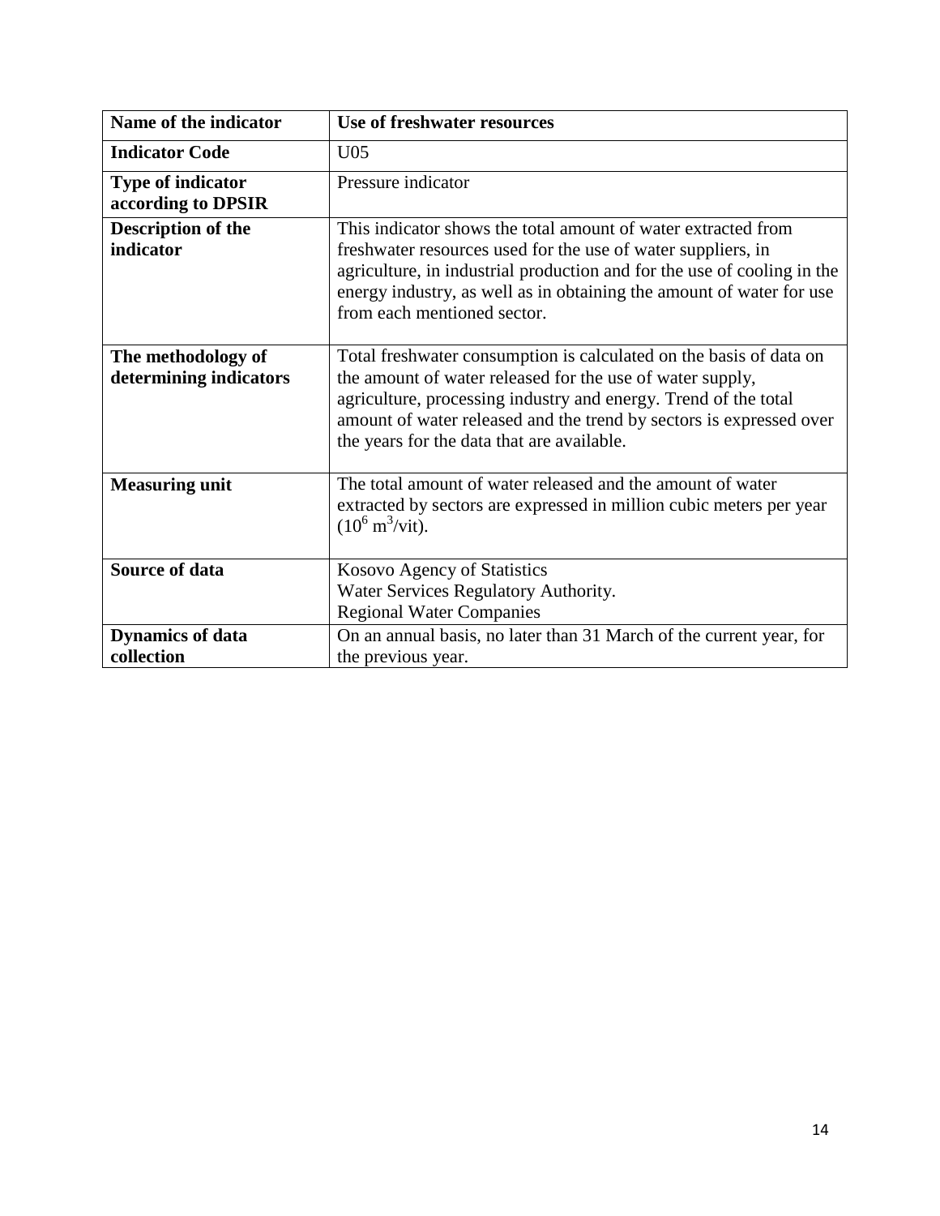| Name of the indicator | Use of freshwater resources |
| --- | --- |
| **Indicator Code** | U05 |
| **Type of indicator according to DPSIR** | Pressure indicator |
| **Description of the indicator** | This indicator shows the total amount of water extracted from freshwater resources used for the use of water suppliers, in agriculture, in industrial production and for the use of cooling in the energy industry, as well as in obtaining the amount of water for use from each mentioned sector. |
| **The methodology of determining indicators** | Total freshwater consumption is calculated on the basis of data on the amount of water released for the use of water supply, agriculture, processing industry and energy. Trend of the total amount of water released and the trend by sectors is expressed over the years for the data that are available. |
| **Measuring unit** | The total amount of water released and the amount of water extracted by sectors are expressed in million cubic meters per year ($10^6$ $m^3$/vit). |
| **Source of data** | Kosovo Agency of Statistics<br>Water Services Regulatory Authority.<br>Regional Water Companies |
| **Dynamics of data collection** | On an annual basis, no later than 31 March of the current year, for the previous year. |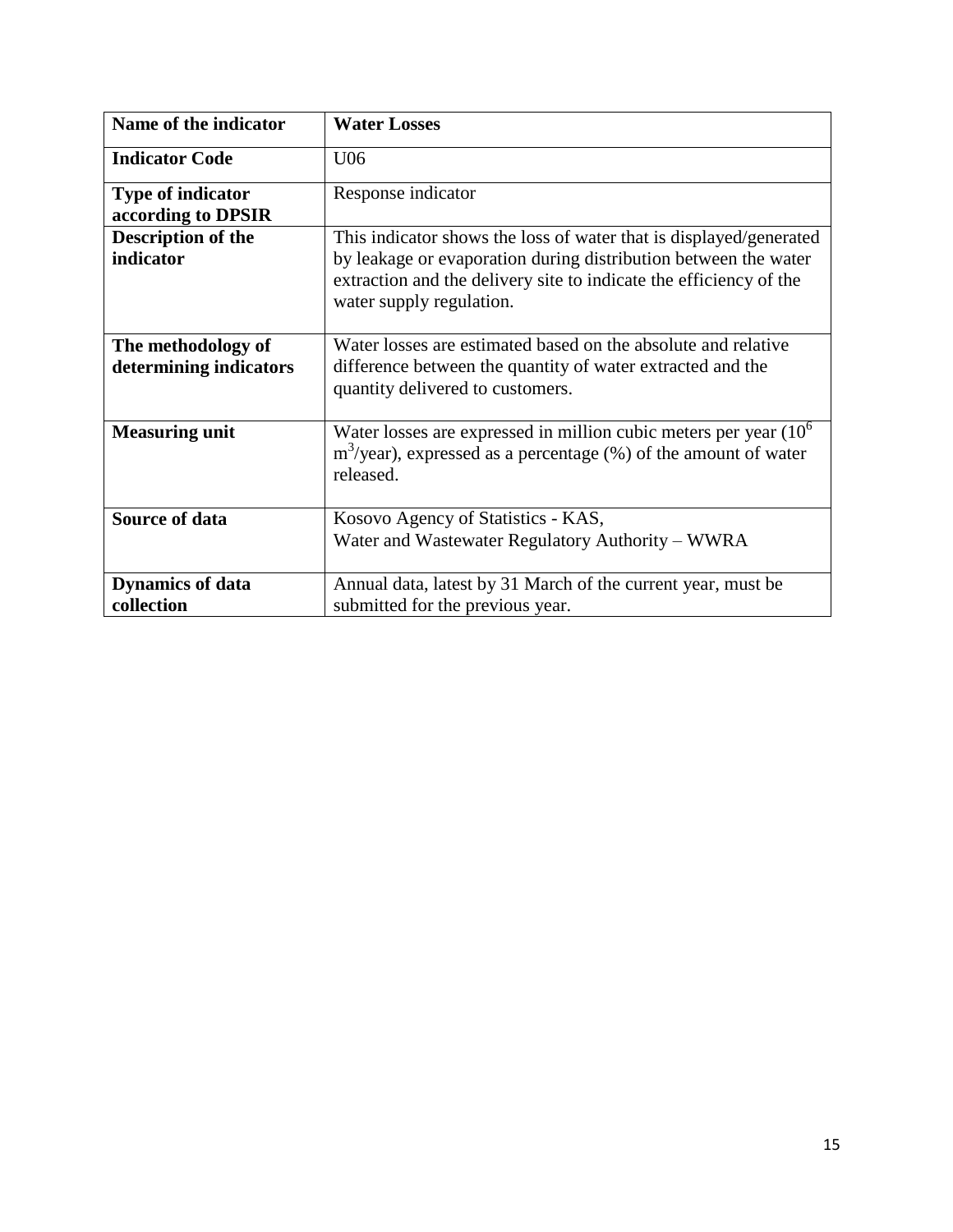| Name of the indicator | Water Losses |
|---|---|
| **Indicator Code** | U06 |
| **Type of indicator according to DPSIR** | Response indicator |
| **Description of the indicator** | This indicator shows the loss of water that is displayed/generated by leakage or evaporation during distribution between the water extraction and the delivery site to indicate the efficiency of the water supply regulation. |
| **The methodology of determining indicators** | Water losses are estimated based on the absolute and relative difference between the quantity of water extracted and the quantity delivered to customers. |
| **Measuring unit** | Water losses are expressed in million cubic meters per year ($10^6$ $m^3$/year), expressed as a percentage (%) of the amount of water released. |
| **Source of data** | Kosovo Agency of Statistics - KAS, Water and Wastewater Regulatory Authority – WWRA |
| **Dynamics of data collection** | Annual data, latest by 31 March of the current year, must be submitted for the previous year. |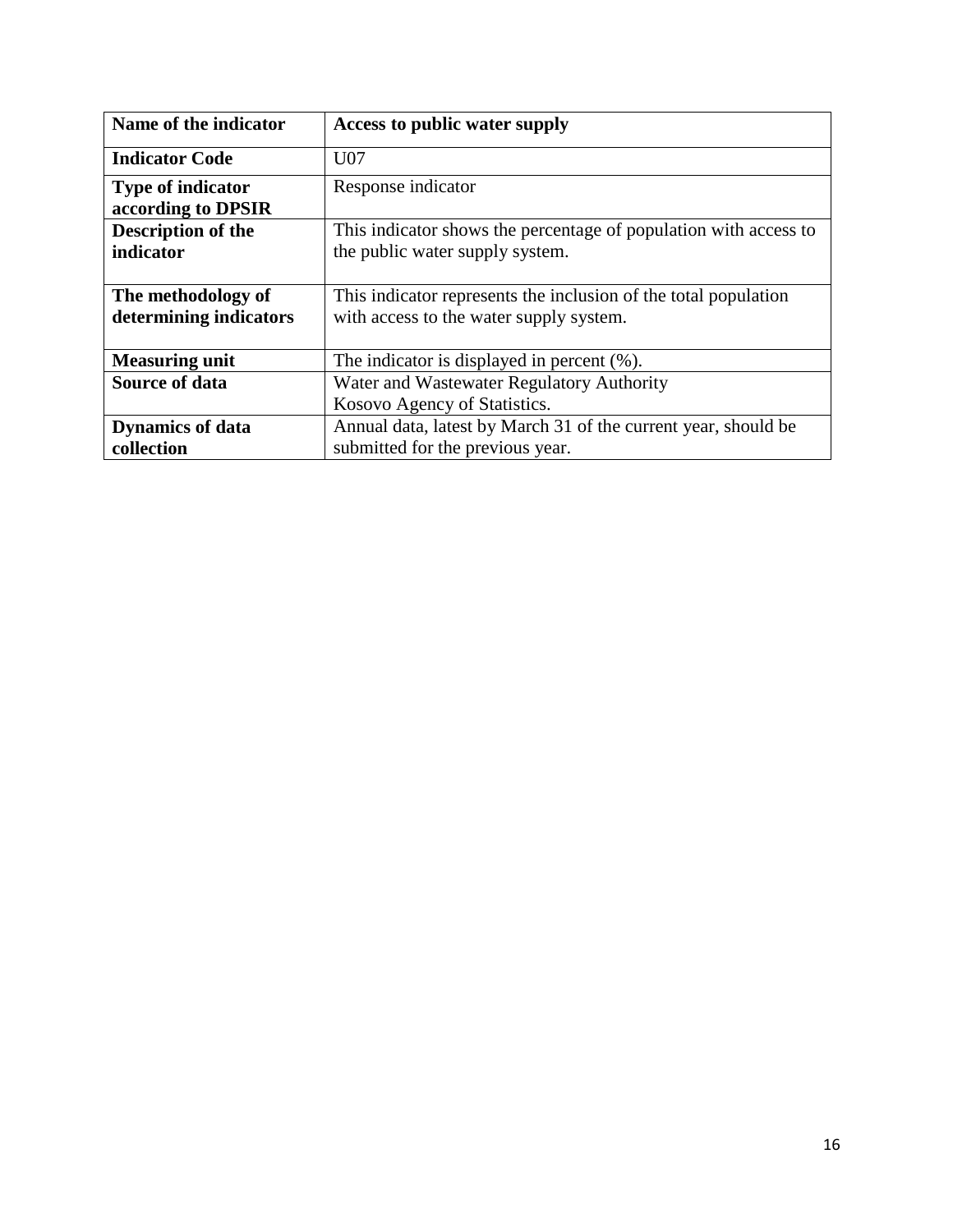| **Name of the indicator** | **Access to public water supply** |
|---|---|
| **Indicator Code** | U07 |
| **Type of indicator according to DPSIR** | Response indicator |
| **Description of the indicator** | This indicator shows the percentage of population with access to the public water supply system. |
| **The methodology of determining indicators** | This indicator represents the inclusion of the total population with access to the water supply system. |
| **Measuring unit** | The indicator is displayed in percent (%). |
| **Source of data** | Water and Wastewater Regulatory Authority<br>Kosovo Agency of Statistics. |
| **Dynamics of data collection** | Annual data, latest by March 31 of the current year, should be submitted for the previous year. |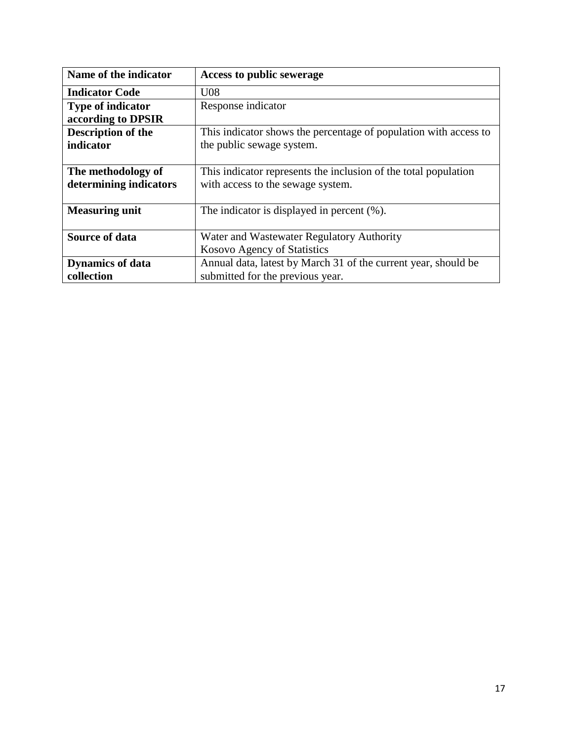| **Name of the indicator** | **Access to public sewerage** |
|---|---|
| **Indicator Code** | U08 |
| **Type of indicator according to DPSIR** | Response indicator |
| **Description of the indicator** | This indicator shows the percentage of population with access to the public sewage system. |
| **The methodology of determining indicators** | This indicator represents the inclusion of the total population with access to the sewage system. |
| **Measuring unit** | The indicator is displayed in percent (%). |
| **Source of data** | Water and Wastewater Regulatory Authority<br>Kosovo Agency of Statistics |
| **Dynamics of data collection** | Annual data, latest by March 31 of the current year, should be submitted for the previous year. |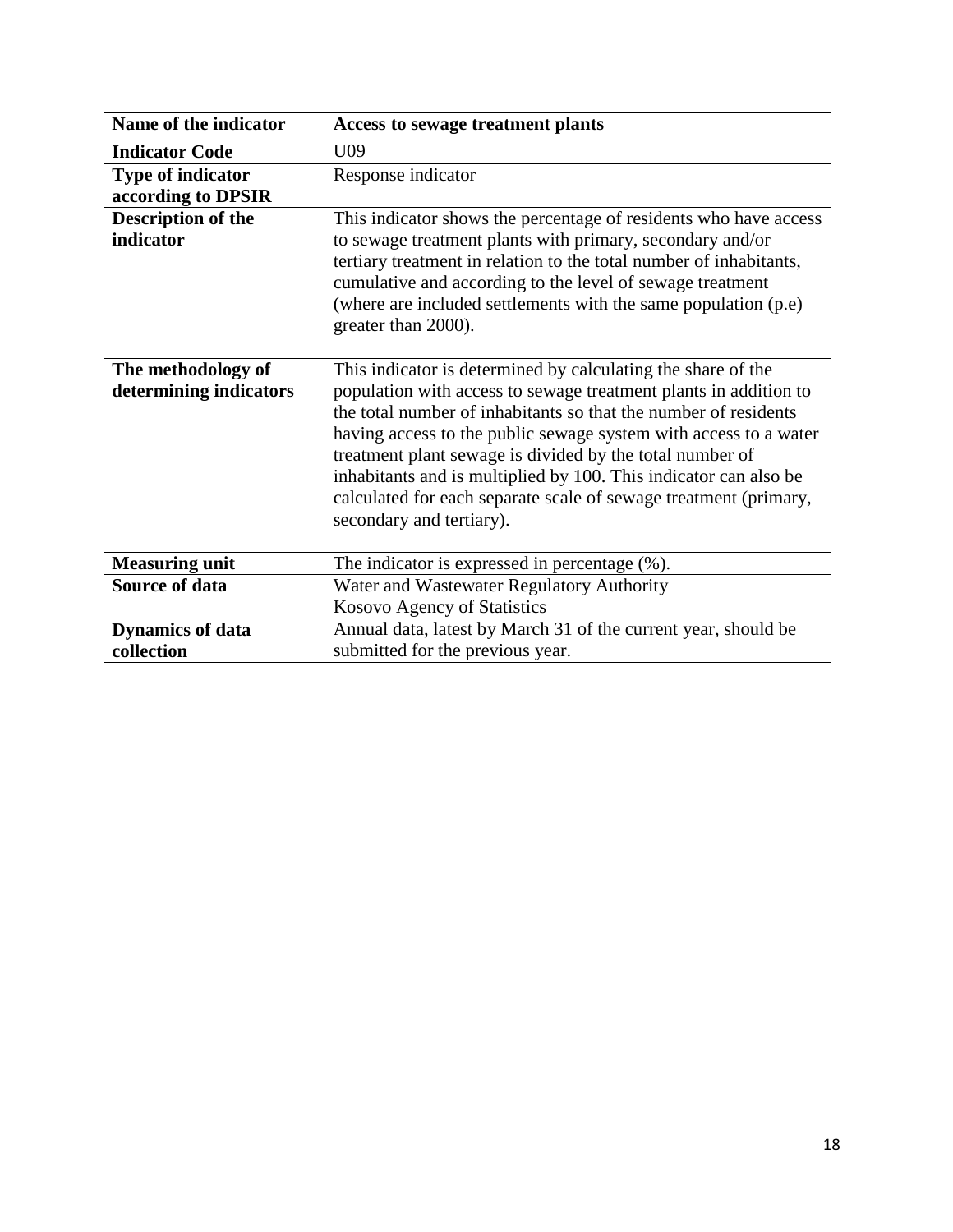| Name of the indicator | Access to sewage treatment plants |
|---|---|
| **Indicator Code** | U09 |
| **Type of indicator according to DPSIR** | Response indicator |
| **Description of the indicator** | This indicator shows the percentage of residents who have access to sewage treatment plants with primary, secondary and/or tertiary treatment in relation to the total number of inhabitants, cumulative and according to the level of sewage treatment (where are included settlements with the same population (p.e) greater than 2000). |
| **The methodology of determining indicators** | This indicator is determined by calculating the share of the population with access to sewage treatment plants in addition to the total number of inhabitants so that the number of residents having access to the public sewage system with access to a water treatment plant sewage is divided by the total number of inhabitants and is multiplied by 100. This indicator can also be calculated for each separate scale of sewage treatment (primary, secondary and tertiary). |
| **Measuring unit** | The indicator is expressed in percentage (%). |
| **Source of data** | Water and Wastewater Regulatory Authority<br>Kosovo Agency of Statistics |
| **Dynamics of data collection** | Annual data, latest by March 31 of the current year, should be submitted for the previous year. |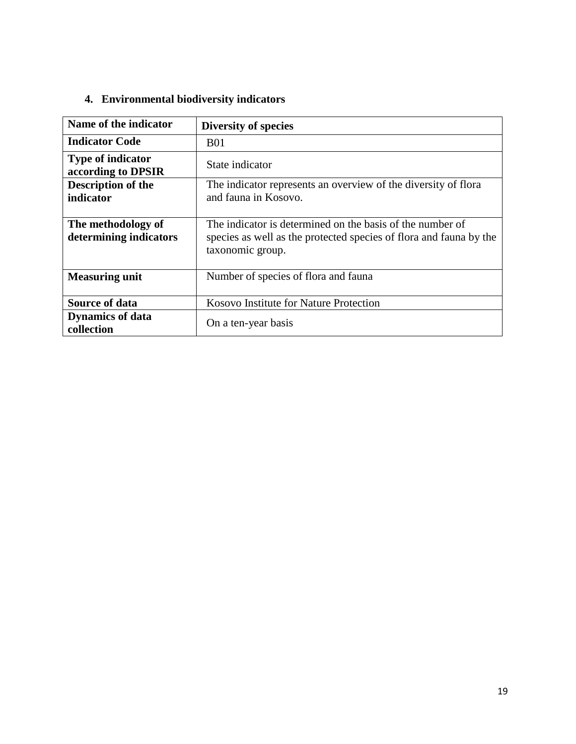## 4. Environmental biodiversity indicators

| Name of the indicator | **Diversity of species** |
|---|---|
| **Indicator Code** | B01 |
| **Type of indicator according to DPSIR** | State indicator |
| **Description of the indicator** | The indicator represents an overview of the diversity of flora and fauna in Kosovo. |
| **The methodology of determining indicators** | The indicator is determined on the basis of the number of species as well as the protected species of flora and fauna by the taxonomic group. |
| **Measuring unit** | Number of species of flora and fauna |
| **Source of data** | Kosovo Institute for Nature Protection |
| **Dynamics of data collection** | On a ten-year basis |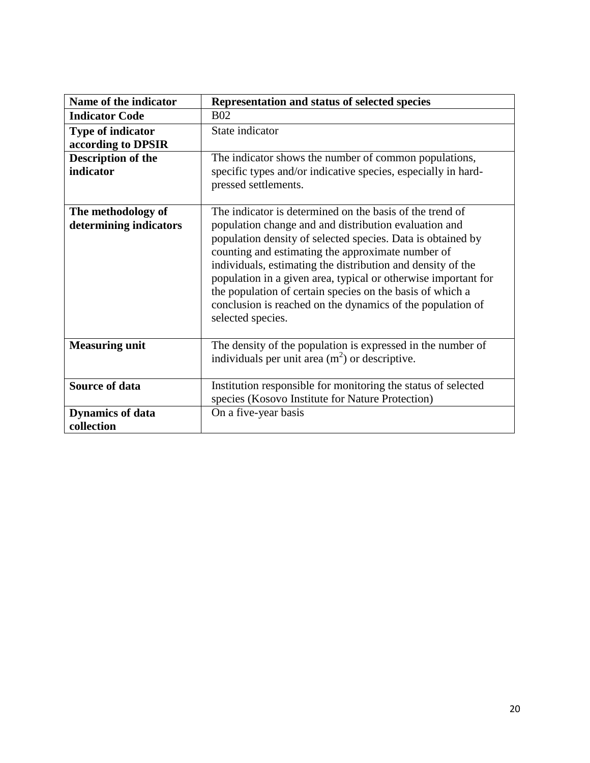| Name of the indicator | Representation and status of selected species |
|---|---|
| **Indicator Code** | B02 |
| **Type of indicator according to DPSIR** | State indicator |
| **Description of the indicator** | The indicator shows the number of common populations, specific types and/or indicative species, especially in hard-pressed settlements. |
| **The methodology of determining indicators** | The indicator is determined on the basis of the trend of population change and and distribution evaluation and population density of selected species. Data is obtained by counting and estimating the approximate number of individuals, estimating the distribution and density of the population in a given area, typical or otherwise important for the population of certain species on the basis of which a conclusion is reached on the dynamics of the population of selected species. |
| **Measuring unit** | The density of the population is expressed in the number of individuals per unit area ($m^2$) or descriptive. |
| **Source of data** | Institution responsible for monitoring the status of selected species (Kosovo Institute for Nature Protection) |
| **Dynamics of data collection** | On a five-year basis |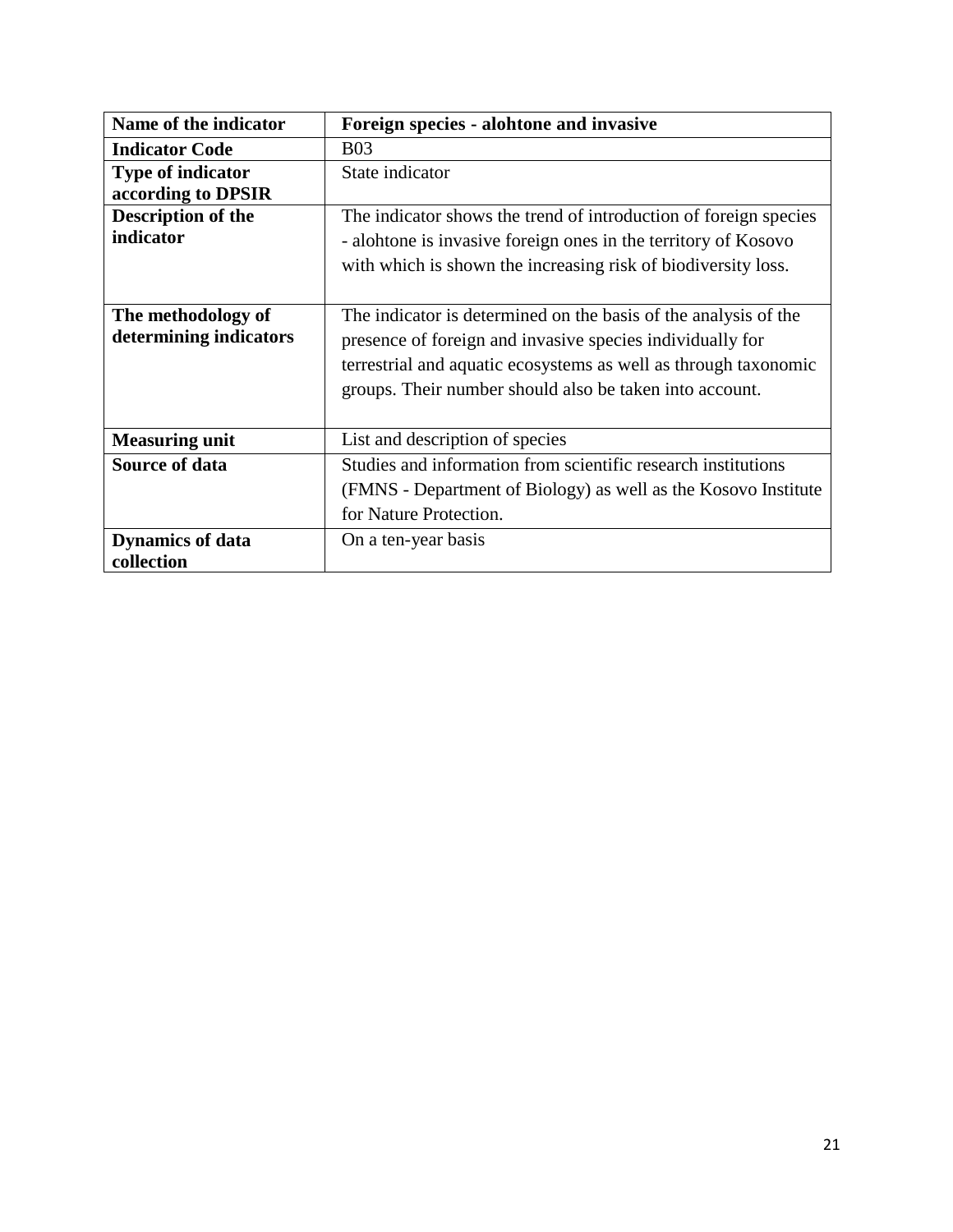| Name of the indicator | Foreign species - alohtone and invasive |
|---|---|
| Indicator Code | B03 |
| Type of indicator according to DPSIR | State indicator |
| Description of the indicator | The indicator shows the trend of introduction of foreign species - alohtone is invasive foreign ones in the territory of Kosovo with which is shown the increasing risk of biodiversity loss. |
| The methodology of determining indicators | The indicator is determined on the basis of the analysis of the presence of foreign and invasive species individually for terrestrial and aquatic ecosystems as well as through taxonomic groups. Their number should also be taken into account. |
| Measuring unit | List and description of species |
| Source of data | Studies and information from scientific research institutions (FMNS - Department of Biology) as well as the Kosovo Institute for Nature Protection. |
| Dynamics of data collection | On a ten-year basis |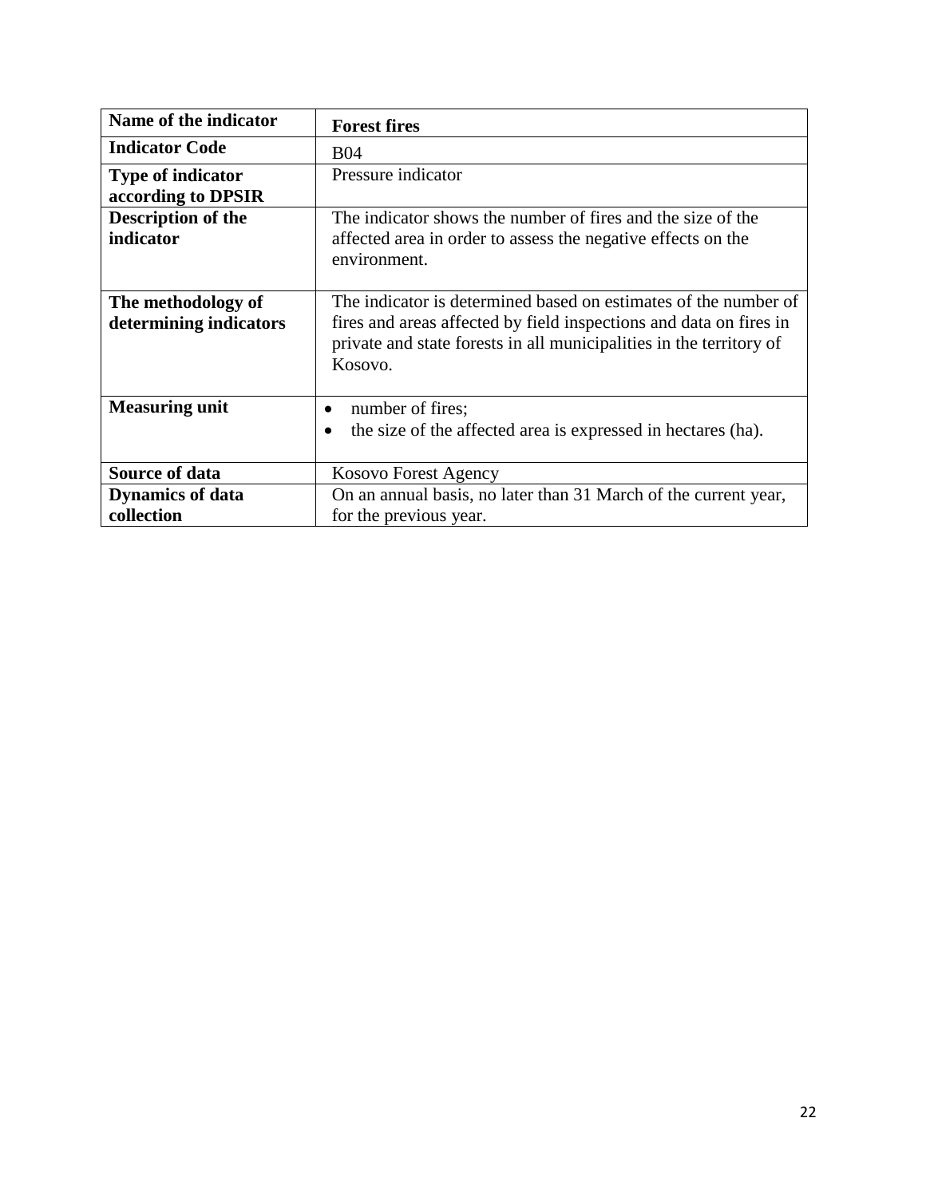| **Name of the indicator** | **Forest fires** |
|---|---|
| **Indicator Code** | B04 |
| **Type of indicator according to DPSIR** | Pressure indicator |
| **Description of the indicator** | The indicator shows the number of fires and the size of the affected area in order to assess the negative effects on the environment. |
| **The methodology of determining indicators** | The indicator is determined based on estimates of the number of fires and areas affected by field inspections and data on fires in private and state forests in all municipalities in the territory of Kosovo. |
| **Measuring unit** | • number of fires;<br>• the size of the affected area is expressed in hectares (ha). |
| **Source of data** | Kosovo Forest Agency |
| **Dynamics of data collection** | On an annual basis, no later than 31 March of the current year, for the previous year. |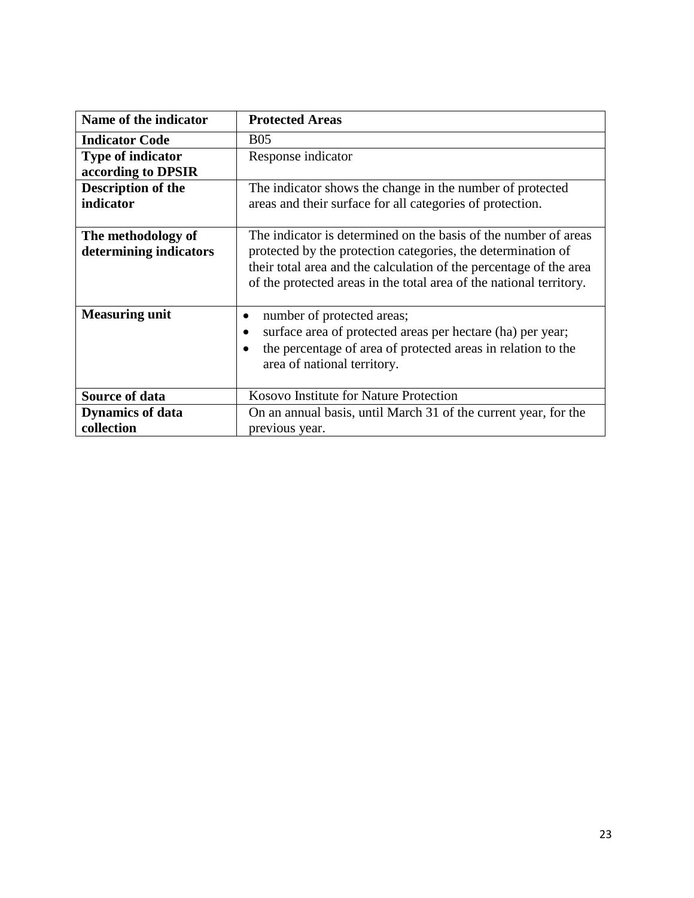| Name of the indicator | Protected Areas |
| --- | --- |
| **Indicator Code** | B05 |
| **Type of indicator according to DPSIR** | Response indicator |
| **Description of the indicator** | The indicator shows the change in the number of protected areas and their surface for all categories of protection. |
| **The methodology of determining indicators** | The indicator is determined on the basis of the number of areas protected by the protection categories, the determination of their total area and the calculation of the percentage of the area of the protected areas in the total area of the national territory. |
| **Measuring unit** | • number of protected areas;<br>• surface area of protected areas per hectare (ha) per year;<br>• the percentage of area of protected areas in relation to the area of national territory. |
| **Source of data** | Kosovo Institute for Nature Protection |
| **Dynamics of data collection** | On an annual basis, until March 31 of the current year, for the previous year. |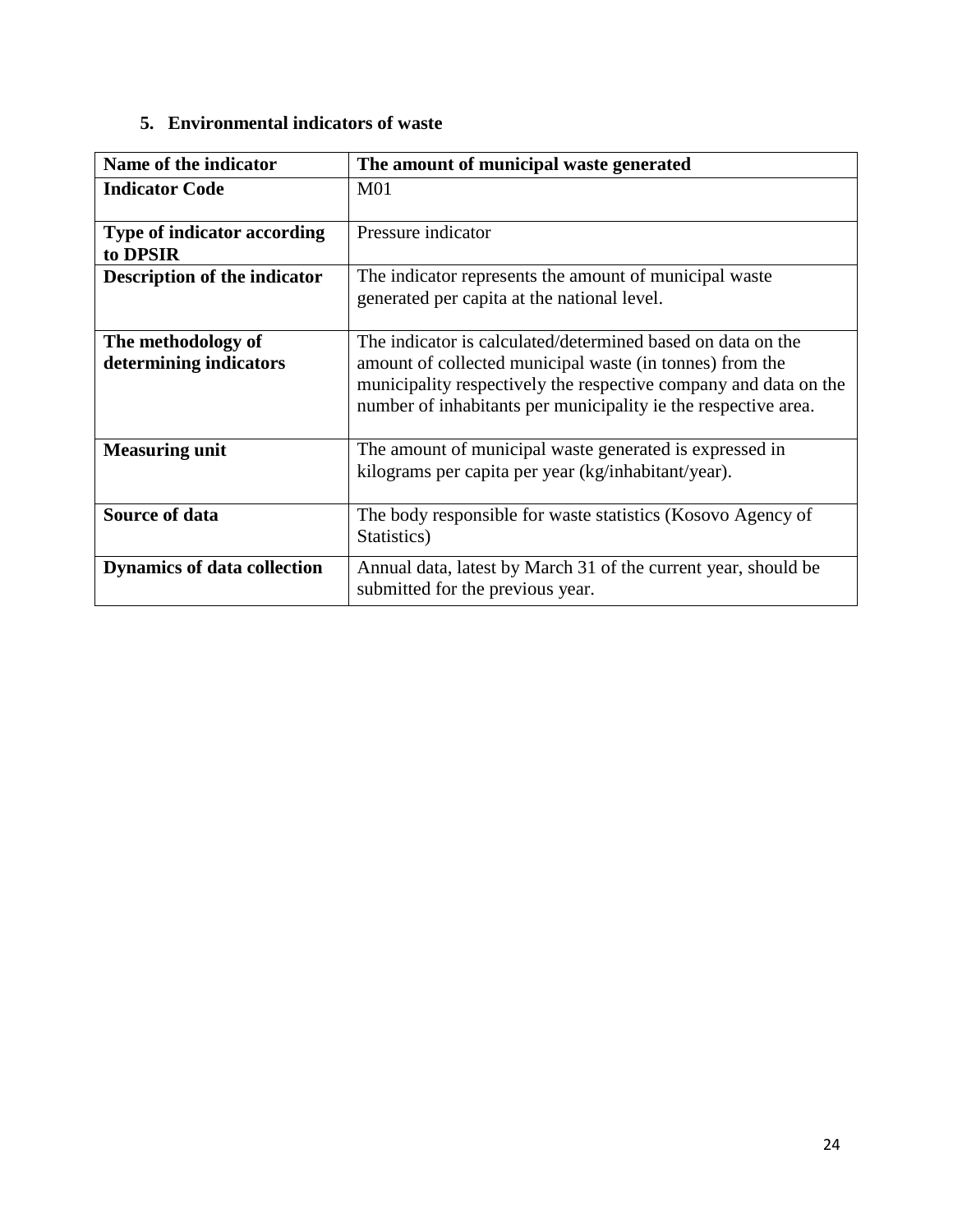## 5. Environmental indicators of waste

| **Name of the indicator** | **The amount of municipal waste generated** |
|---|---|
| **Indicator Code** | M01 |
| **Type of indicator according to DPSIR** | Pressure indicator |
| **Description of the indicator** | The indicator represents the amount of municipal waste generated per capita at the national level. |
| **The methodology of determining indicators** | The indicator is calculated/determined based on data on the amount of collected municipal waste (in tonnes) from the municipality respectively the respective company and data on the number of inhabitants per municipality ie the respective area. |
| **Measuring unit** | The amount of municipal waste generated is expressed in kilograms per capita per year (kg/inhabitant/year). |
| **Source of data** | The body responsible for waste statistics (Kosovo Agency of Statistics) |
| **Dynamics of data collection** | Annual data, latest by March 31 of the current year, should be submitted for the previous year. |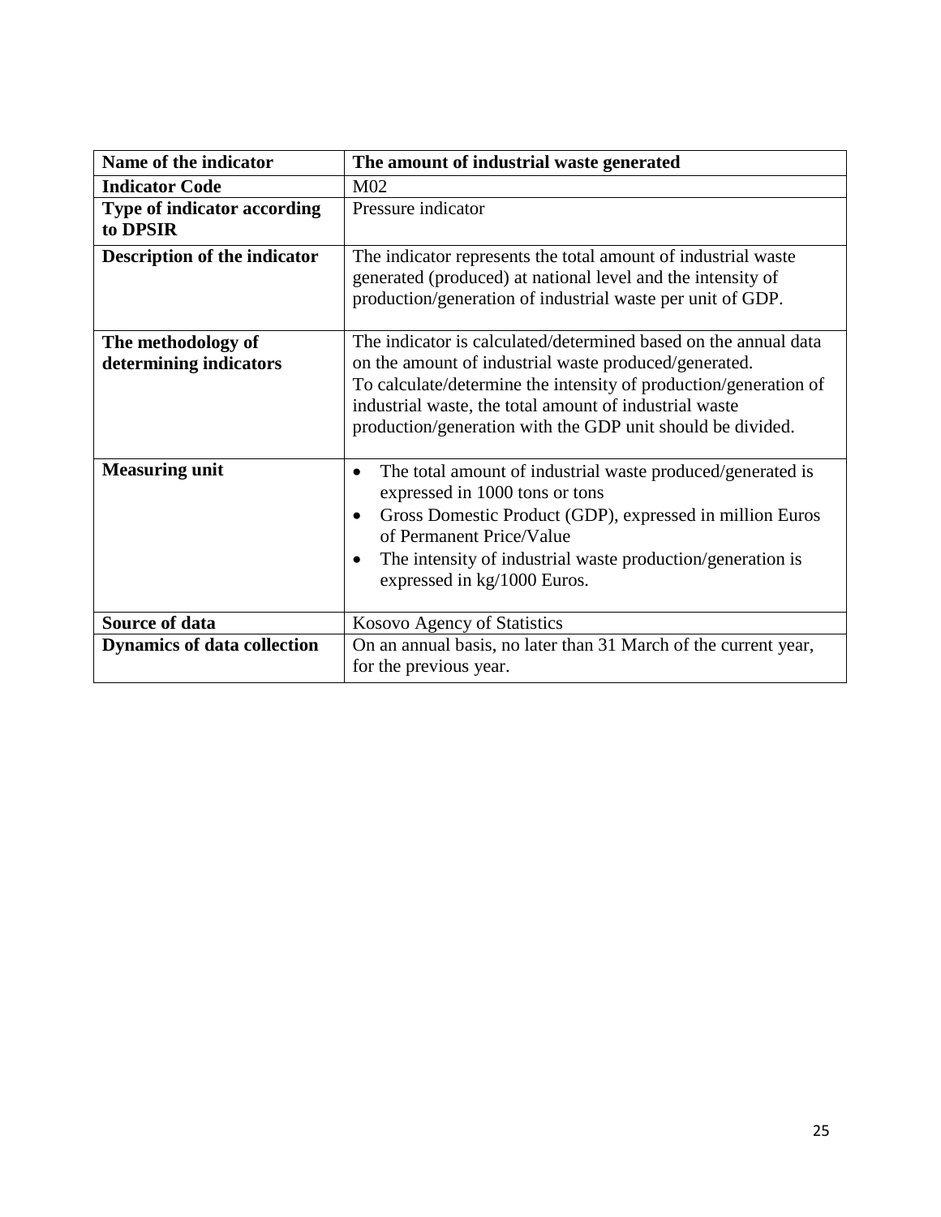| Name of the indicator | The amount of industrial waste generated |
|---|---|
| **Indicator Code** | M02 |
| **Type of indicator according to DPSIR** | Pressure indicator |
| **Description of the indicator** | The indicator represents the total amount of industrial waste generated (produced) at national level and the intensity of production/generation of industrial waste per unit of GDP. |
| **The methodology of determining indicators** | The indicator is calculated/determined based on the annual data on the amount of industrial waste produced/generated.<br>To calculate/determine the intensity of production/generation of industrial waste, the total amount of industrial waste production/generation with the GDP unit should be divided. |
| **Measuring unit** | • The total amount of industrial waste produced/generated is expressed in 1000 tons or tons<br>• Gross Domestic Product (GDP), expressed in million Euros of Permanent Price/Value<br>• The intensity of industrial waste production/generation is expressed in kg/1000 Euros. |
| **Source of data** | Kosovo Agency of Statistics |
| **Dynamics of data collection** | On an annual basis, no later than 31 March of the current year, for the previous year. |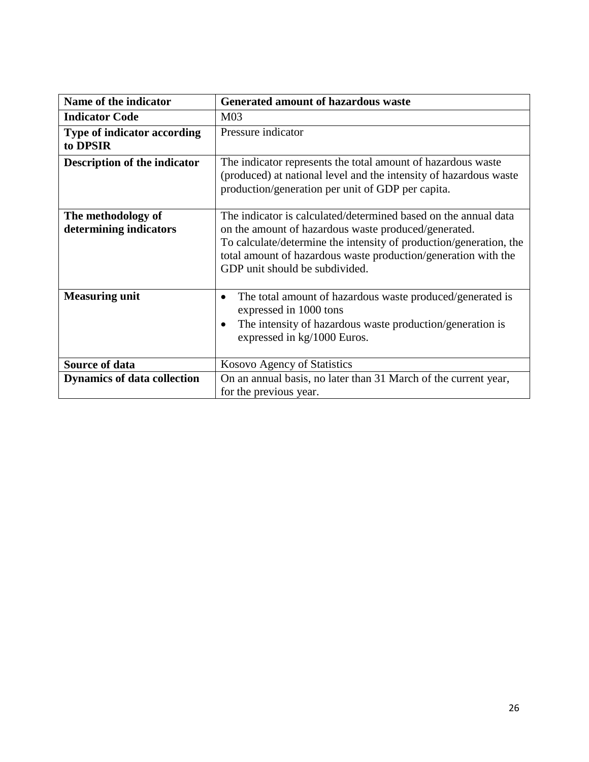| Name of the indicator | Generated amount of hazardous waste |
|---|---|
| **Indicator Code** | M03 |
| **Type of indicator according to DPSIR** | Pressure indicator |
| **Description of the indicator** | The indicator represents the total amount of hazardous waste (produced) at national level and the intensity of hazardous waste production/generation per unit of GDP per capita. |
| **The methodology of determining indicators** | The indicator is calculated/determined based on the annual data on the amount of hazardous waste produced/generated.<br>To calculate/determine the intensity of production/generation, the total amount of hazardous waste production/generation with the GDP unit should be subdivided. |
| **Measuring unit** | • The total amount of hazardous waste produced/generated is expressed in 1000 tons<br>• The intensity of hazardous waste production/generation is expressed in kg/1000 Euros. |
| **Source of data** | Kosovo Agency of Statistics |
| **Dynamics of data collection** | On an annual basis, no later than 31 March of the current year, for the previous year. |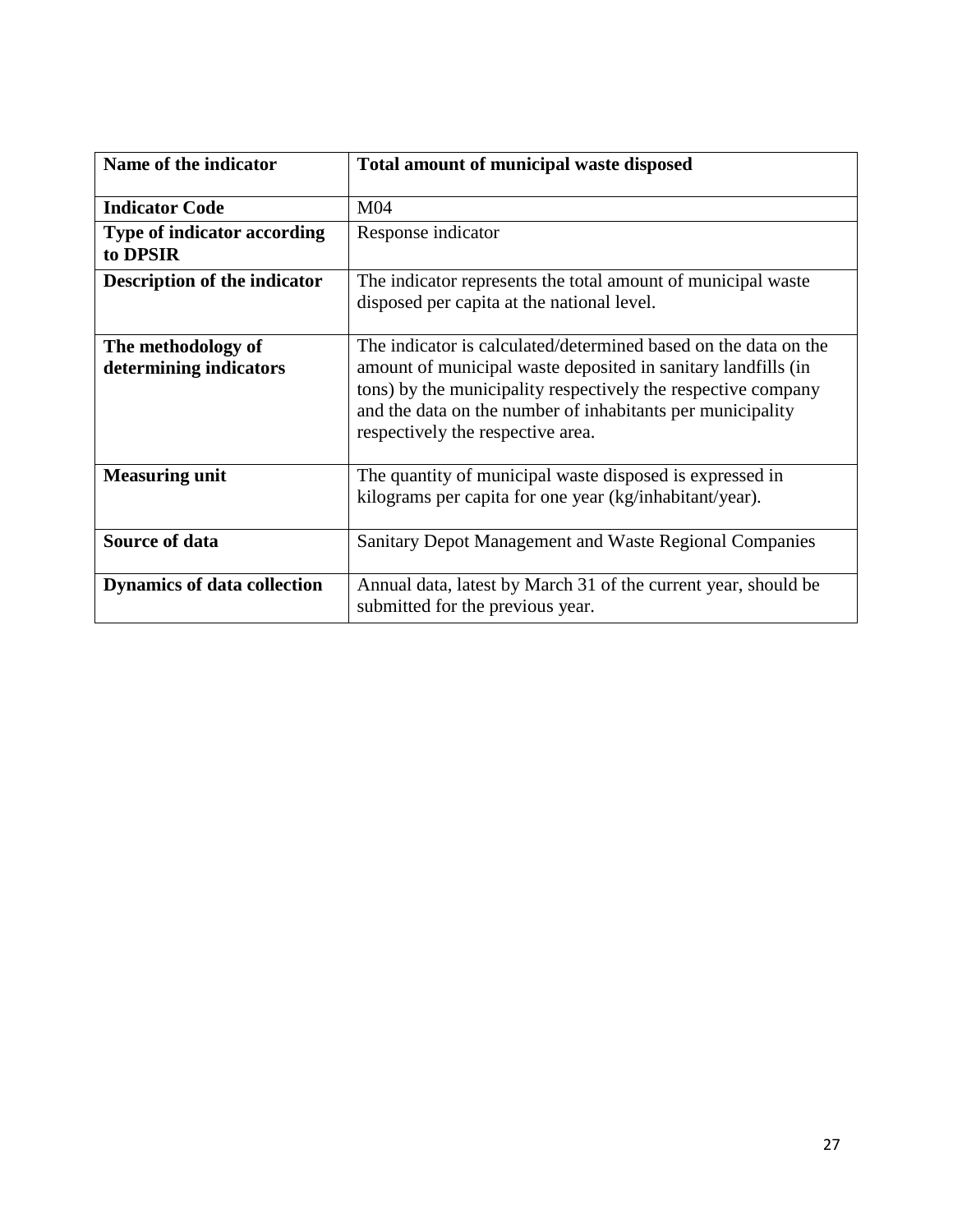| **Name of the indicator** | **Total amount of municipal waste disposed** |
|---|---|
| **Indicator Code** | M04 |
| **Type of indicator according to DPSIR** | Response indicator |
| **Description of the indicator** | The indicator represents the total amount of municipal waste disposed per capita at the national level. |
| **The methodology of determining indicators** | The indicator is calculated/determined based on the data on the amount of municipal waste deposited in sanitary landfills (in tons) by the municipality respectively the respective company and the data on the number of inhabitants per municipality respectively the respective area. |
| **Measuring unit** | The quantity of municipal waste disposed is expressed in kilograms per capita for one year (kg/inhabitant/year). |
| **Source of data** | Sanitary Depot Management and Waste Regional Companies |
| **Dynamics of data collection** | Annual data, latest by March 31 of the current year, should be submitted for the previous year. |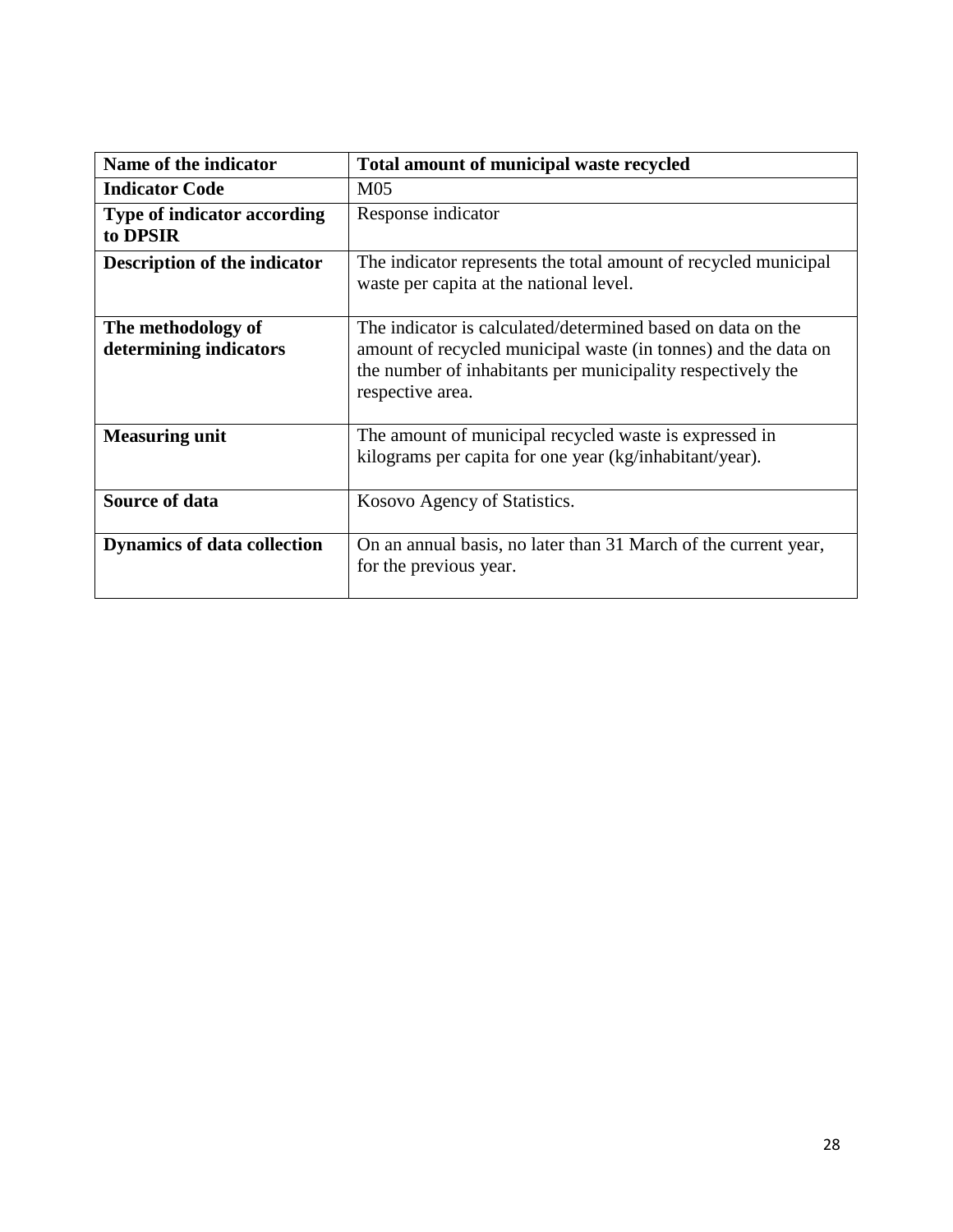| **Name of the indicator** | **Total amount of municipal waste recycled** |
|---|---|
| **Indicator Code** | M05 |
| **Type of indicator according to DPSIR** | Response indicator |
| **Description of the indicator** | The indicator represents the total amount of recycled municipal waste per capita at the national level. |
| **The methodology of determining indicators** | The indicator is calculated/determined based on data on the amount of recycled municipal waste (in tonnes) and the data on the number of inhabitants per municipality respectively the respective area. |
| **Measuring unit** | The amount of municipal recycled waste is expressed in kilograms per capita for one year (kg/inhabitant/year). |
| **Source of data** | Kosovo Agency of Statistics. |
| **Dynamics of data collection** | On an annual basis, no later than 31 March of the current year, for the previous year. |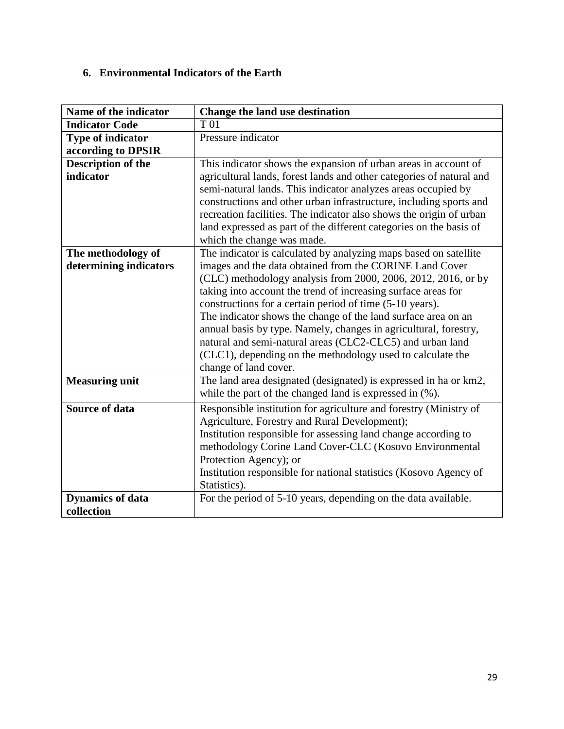## 6. Environmental Indicators of the Earth

| Name of the indicator | Change the land use destination |
|---|---|
| **Indicator Code** | T 01 |
| **Type of indicator according to DPSIR** | Pressure indicator |
| **Description of the indicator** | This indicator shows the expansion of urban areas in account of agricultural lands, forest lands and other categories of natural and semi-natural lands. This indicator analyzes areas occupied by constructions and other urban infrastructure, including sports and recreation facilities. The indicator also shows the origin of urban land expressed as part of the different categories on the basis of which the change was made. |
| **The methodology of determining indicators** | The indicator is calculated by analyzing maps based on satellite images and the data obtained from the CORINE Land Cover (CLC) methodology analysis from 2000, 2006, 2012, 2016, or by taking into account the trend of increasing surface areas for constructions for a certain period of time (5-10 years).<br>The indicator shows the change of the land surface area on an annual basis by type. Namely, changes in agricultural, forestry, natural and semi-natural areas (CLC2-CLC5) and urban land (CLC1), depending on the methodology used to calculate the change of land cover. |
| **Measuring unit** | The land area designated (designated) is expressed in ha or km2, while the part of the changed land is expressed in (%). |
| **Source of data** | Responsible institution for agriculture and forestry (Ministry of Agriculture, Forestry and Rural Development);<br>Institution responsible for assessing land change according to methodology Corine Land Cover-CLC (Kosovo Environmental Protection Agency); or<br>Institution responsible for national statistics (Kosovo Agency of Statistics). |
| **Dynamics of data collection** | For the period of 5-10 years, depending on the data available. |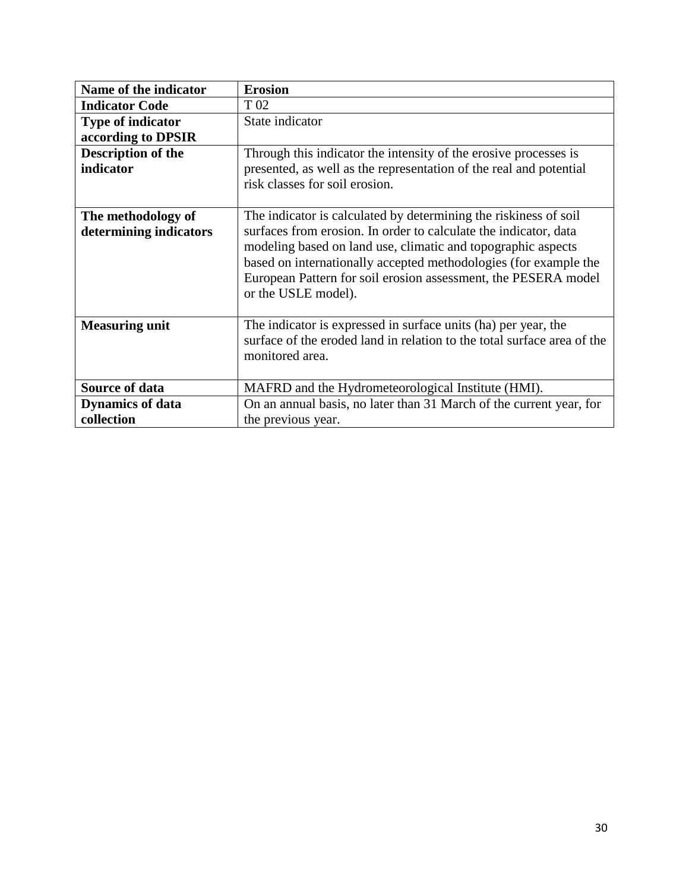| Name of the indicator | Erosion |
|---|---|
| **Indicator Code** | T 02 |
| **Type of indicator according to DPSIR** | State indicator |
| **Description of the indicator** | Through this indicator the intensity of the erosive processes is presented, as well as the representation of the real and potential risk classes for soil erosion. |
| **The methodology of determining indicators** | The indicator is calculated by determining the riskiness of soil surfaces from erosion. In order to calculate the indicator, data modeling based on land use, climatic and topographic aspects based on internationally accepted methodologies (for example the European Pattern for soil erosion assessment, the PESERA model or the USLE model). |
| **Measuring unit** | The indicator is expressed in surface units (ha) per year, the surface of the eroded land in relation to the total surface area of the monitored area. |
| **Source of data** | MAFRD and the Hydrometeorological Institute (HMI). |
| **Dynamics of data collection** | On an annual basis, no later than 31 March of the current year, for the previous year. |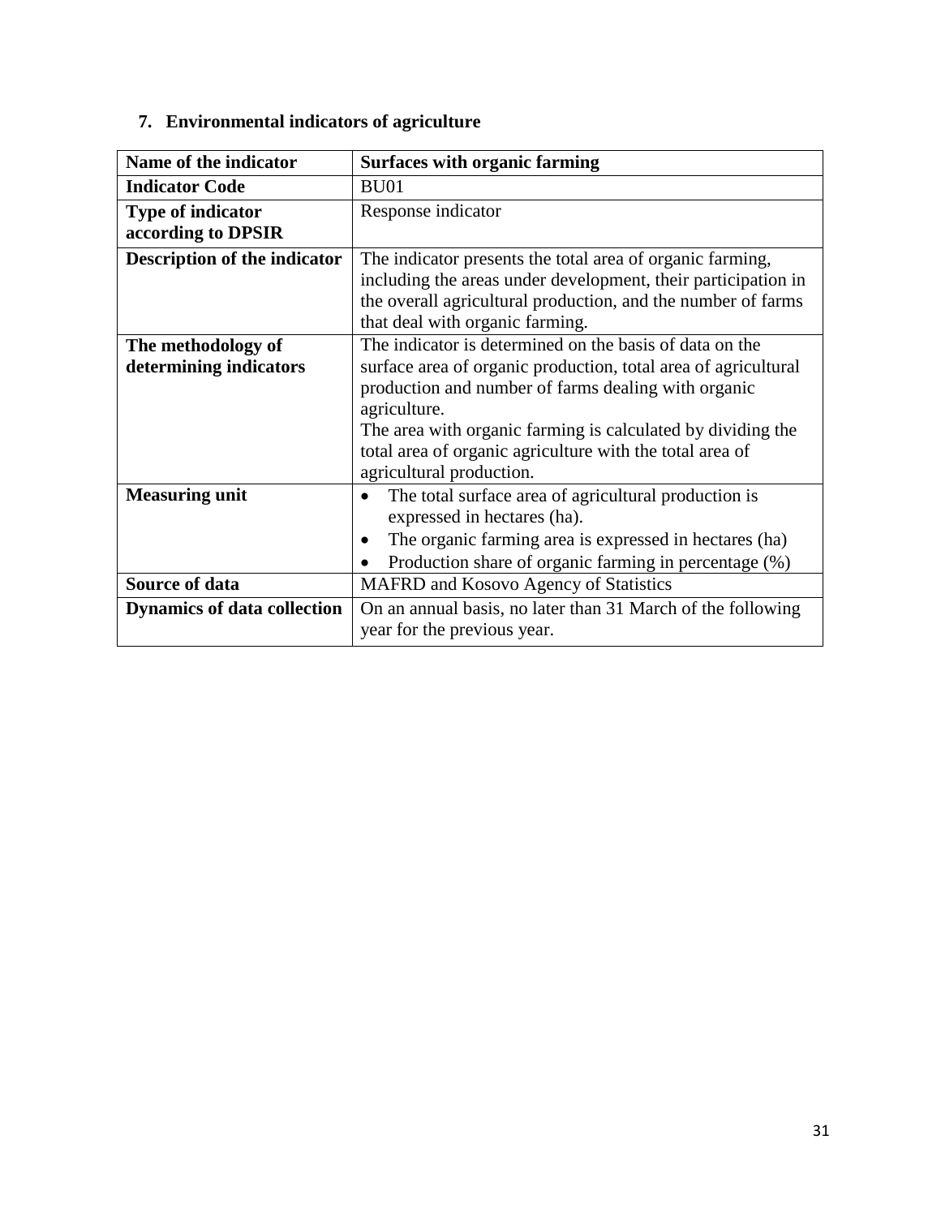## 7. Environmental indicators of agriculture

| **Name of the indicator** | **Surfaces with organic farming** |
|---|---|
| **Indicator Code** | BU01 |
| **Type of indicator according to DPSIR** | Response indicator |
| **Description of the indicator** | The indicator presents the total area of organic farming, including the areas under development, their participation in the overall agricultural production, and the number of farms that deal with organic farming. |
| **The methodology of determining indicators** | The indicator is determined on the basis of data on the surface area of organic production, total area of agricultural production and number of farms dealing with organic agriculture.<br>The area with organic farming is calculated by dividing the total area of organic agriculture with the total area of agricultural production. |
| **Measuring unit** | • The total surface area of agricultural production is expressed in hectares (ha).<br>• The organic farming area is expressed in hectares (ha)<br>• Production share of organic farming in percentage (%) |
| **Source of data** | MAFRD and Kosovo Agency of Statistics |
| **Dynamics of data collection** | On an annual basis, no later than 31 March of the following year for the previous year. |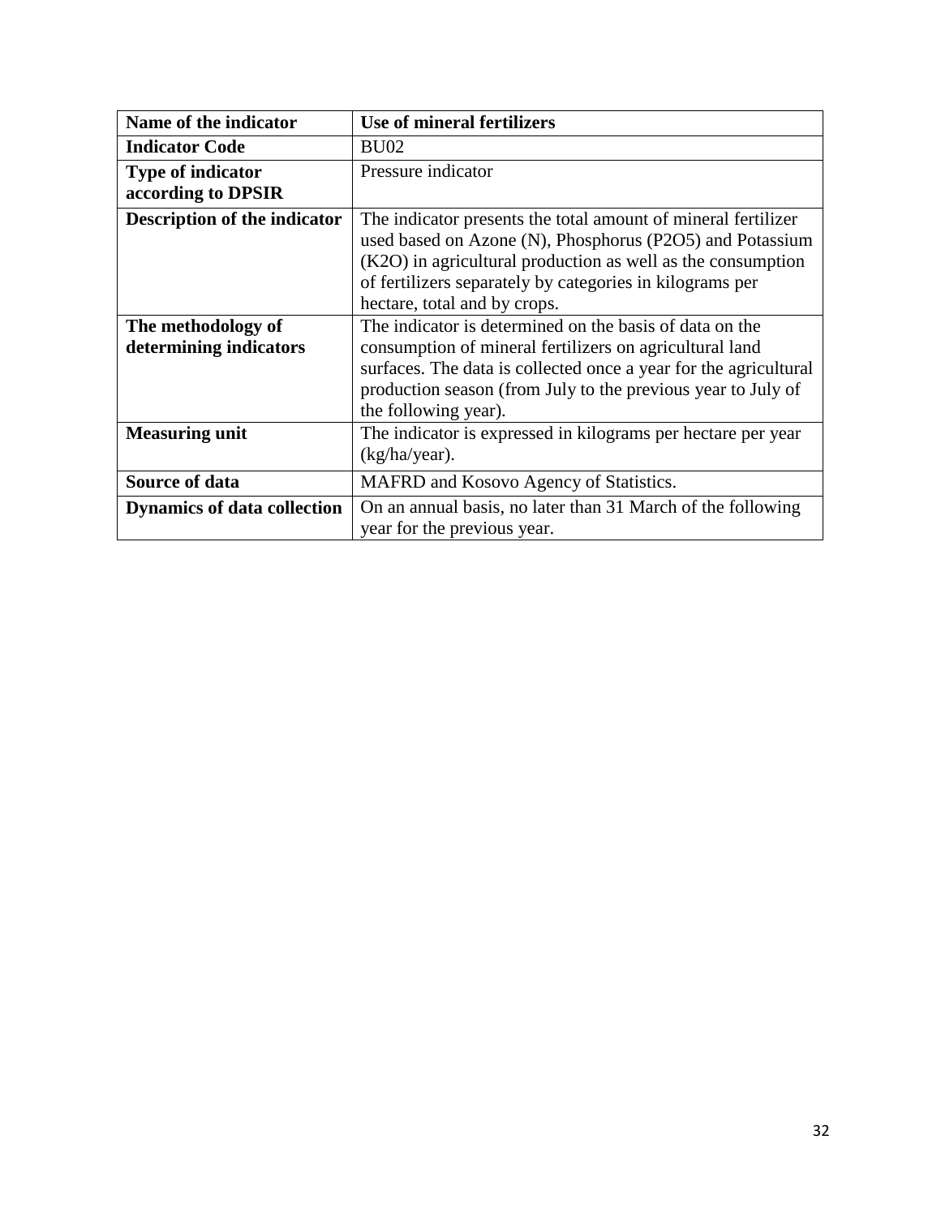| Name of the indicator | Use of mineral fertilizers |
|---|---|
| **Indicator Code** | BU02 |
| **Type of indicator according to DPSIR** | Pressure indicator |
| **Description of the indicator** | The indicator presents the total amount of mineral fertilizer used based on Azone (N), Phosphorus ($P_2O_5$) and Potassium ($K_2O$) in agricultural production as well as the consumption of fertilizers separately by categories in kilograms per hectare, total and by crops. |
| **The methodology of determining indicators** | The indicator is determined on the basis of data on the consumption of mineral fertilizers on agricultural land surfaces. The data is collected once a year for the agricultural production season (from July to the previous year to July of the following year). |
| **Measuring unit** | The indicator is expressed in kilograms per hectare per year (kg/ha/year). |
| **Source of data** | MAFRD and Kosovo Agency of Statistics. |
| **Dynamics of data collection** | On an annual basis, no later than 31 March of the following year for the previous year. |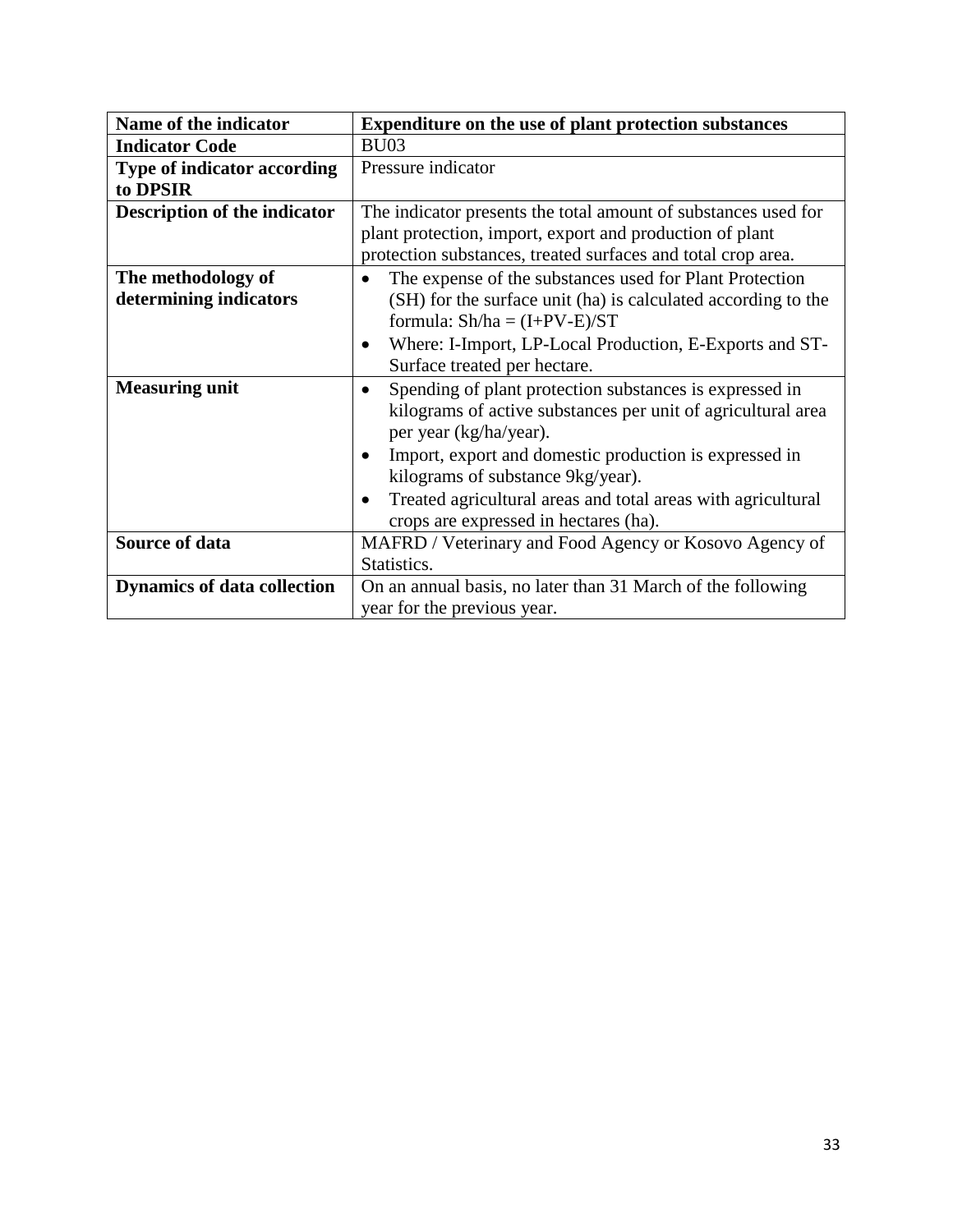| Name of the indicator | Expenditure on the use of plant protection substances |
| --- | --- |
| **Indicator Code** | BU03 |
| **Type of indicator according to DPSIR** | Pressure indicator |
| **Description of the indicator** | The indicator presents the total amount of substances used for plant protection, import, export and production of plant protection substances, treated surfaces and total crop area. |
| **The methodology of determining indicators** | • The expense of the substances used for Plant Protection (SH) for the surface unit (ha) is calculated according to the formula: Sh/ha = (I+PV-E)/ST<br>• Where: I-Import, LP-Local Production, E-Exports and ST-Surface treated per hectare. |
| **Measuring unit** | • Spending of plant protection substances is expressed in kilograms of active substances per unit of agricultural area per year (kg/ha/year).<br>• Import, export and domestic production is expressed in kilograms of substance 9kg/year).<br>• Treated agricultural areas and total areas with agricultural crops are expressed in hectares (ha). |
| **Source of data** | MAFRD / Veterinary and Food Agency or Kosovo Agency of Statistics. |
| **Dynamics of data collection** | On an annual basis, no later than 31 March of the following year for the previous year. |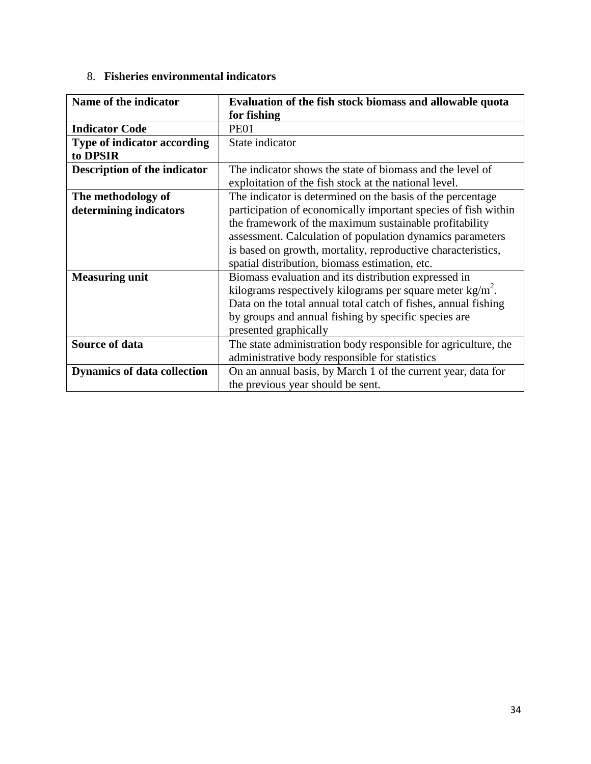8. **Fisheries environmental indicators**

| **Name of the indicator** | **Evaluation of the fish stock biomass and allowable quota for fishing** |
|---|---|
| **Indicator Code** | PE01 |
| **Type of indicator according to DPSIR** | State indicator |
| **Description of the indicator** | The indicator shows the state of biomass and the level of exploitation of the fish stock at the national level. |
| **The methodology of determining indicators** | The indicator is determined on the basis of the percentage participation of economically important species of fish within the framework of the maximum sustainable profitability assessment. Calculation of population dynamics parameters is based on growth, mortality, reproductive characteristics, spatial distribution, biomass estimation, etc. |
| **Measuring unit** | Biomass evaluation and its distribution expressed in kilograms respectively kilograms per square meter $kg/m^2$. Data on the total annual total catch of fishes, annual fishing by groups and annual fishing by specific species are presented graphically |
| **Source of data** | The state administration body responsible for agriculture, the administrative body responsible for statistics |
| **Dynamics of data collection** | On an annual basis, by March 1 of the current year, data for the previous year should be sent. |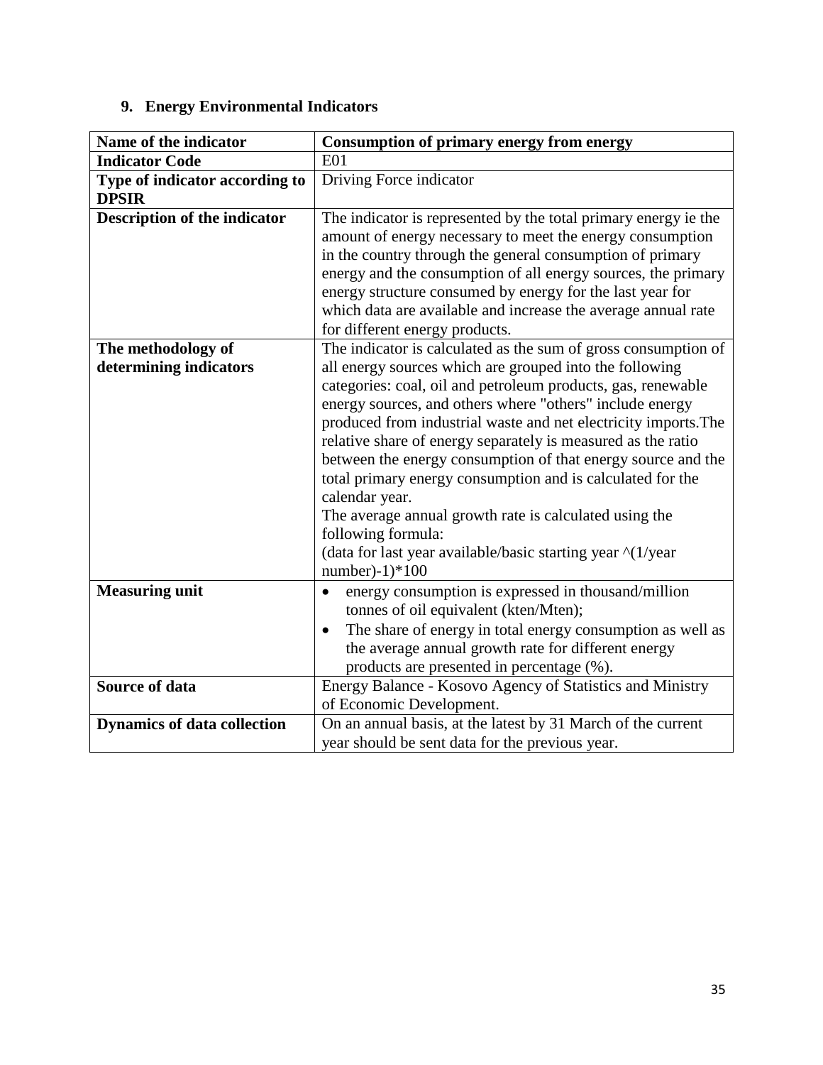## 9. Energy Environmental Indicators

| Name of the indicator | Consumption of primary energy from energy |
|---|---|
| **Indicator Code** | E01 |
| **Type of indicator according to DPSIR** | Driving Force indicator |
| **Description of the indicator** | The indicator is represented by the total primary energy ie the amount of energy necessary to meet the energy consumption in the country through the general consumption of primary energy and the consumption of all energy sources, the primary energy structure consumed by energy for the last year for which data are available and increase the average annual rate for different energy products. |
| **The methodology of determining indicators** | The indicator is calculated as the sum of gross consumption of all energy sources which are grouped into the following categories: coal, oil and petroleum products, gas, renewable energy sources, and others where "others" include energy produced from industrial waste and net electricity imports.The relative share of energy separately is measured as the ratio between the energy consumption of that energy source and the total primary energy consumption and is calculated for the calendar year.<br>The average annual growth rate is calculated using the following formula:<br>(data for last year available/basic starting year ^(1/year number)-1)*100 |
| **Measuring unit** | • energy consumption is expressed in thousand/million tonnes of oil equivalent (kten/Mten);<br>• The share of energy in total energy consumption as well as the average annual growth rate for different energy products are presented in percentage (%). |
| **Source of data** | Energy Balance - Kosovo Agency of Statistics and Ministry of Economic Development. |
| **Dynamics of data collection** | On an annual basis, at the latest by 31 March of the current year should be sent data for the previous year. |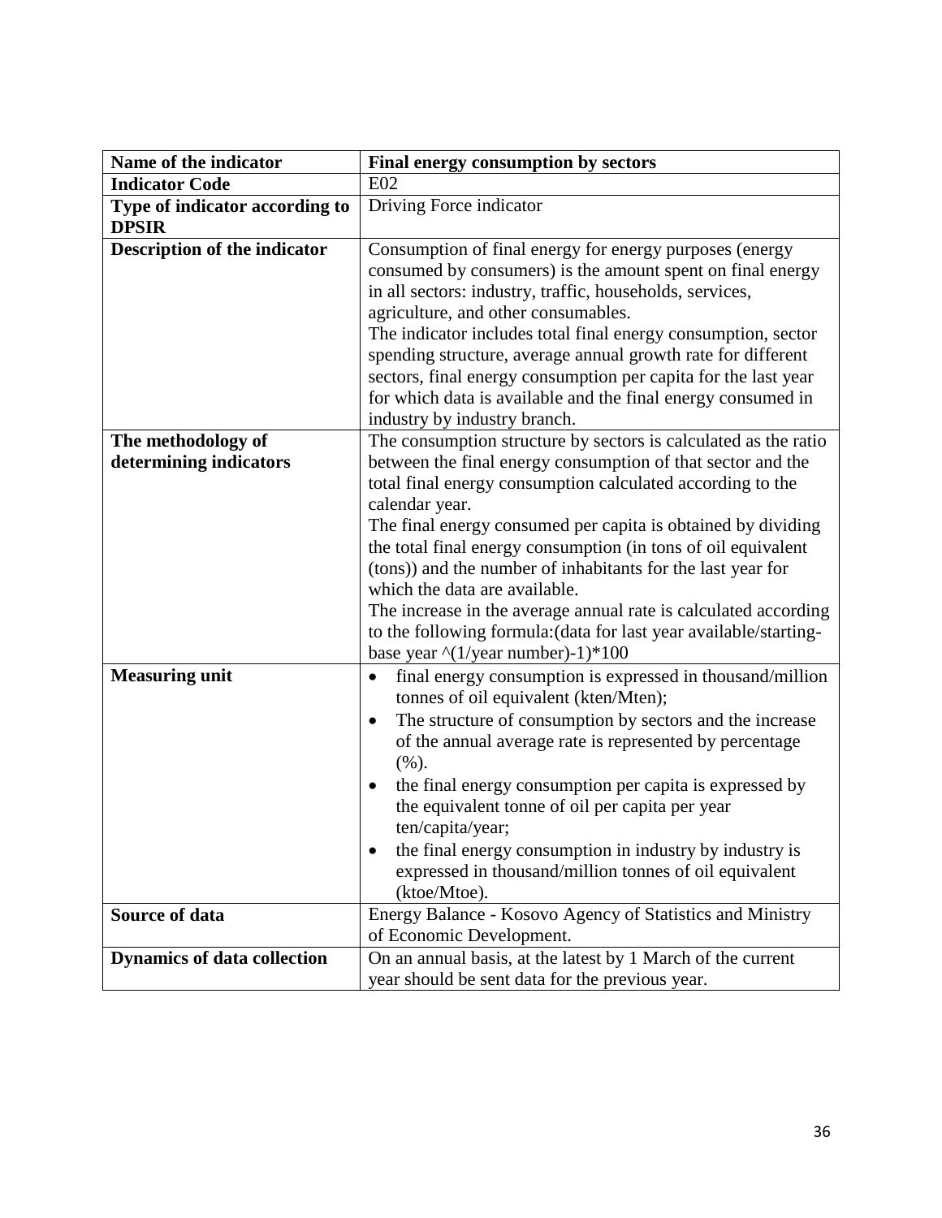| Name of the indicator | Final energy consumption by sectors |
|---|---|
| **Indicator Code** | E02 |
| **Type of indicator according to DPSIR** | Driving Force indicator |
| **Description of the indicator** | Consumption of final energy for energy purposes (energy consumed by consumers) is the amount spent on final energy in all sectors: industry, traffic, households, services, agriculture, and other consumables.<br>The indicator includes total final energy consumption, sector spending structure, average annual growth rate for different sectors, final energy consumption per capita for the last year for which data is available and the final energy consumed in industry by industry branch. |
| **The methodology of determining indicators** | The consumption structure by sectors is calculated as the ratio between the final energy consumption of that sector and the total final energy consumption calculated according to the calendar year.<br>The final energy consumed per capita is obtained by dividing the total final energy consumption (in tons of oil equivalent (tons)) and the number of inhabitants for the last year for which the data are available.<br>The increase in the average annual rate is calculated according to the following formula:(data for last year available/starting-base year ^(1/year number)-1)*100 |
| **Measuring unit** | • final energy consumption is expressed in thousand/million tonnes of oil equivalent (kten/Mten);<br>• The structure of consumption by sectors and the increase of the annual average rate is represented by percentage (%).<br>• the final energy consumption per capita is expressed by the equivalent tonne of oil per capita per year ten/capita/year;<br>• the final energy consumption in industry by industry is expressed in thousand/million tonnes of oil equivalent (ktoe/Mtoe). |
| **Source of data** | Energy Balance - Kosovo Agency of Statistics and Ministry of Economic Development. |
| **Dynamics of data collection** | On an annual basis, at the latest by 1 March of the current year should be sent data for the previous year. |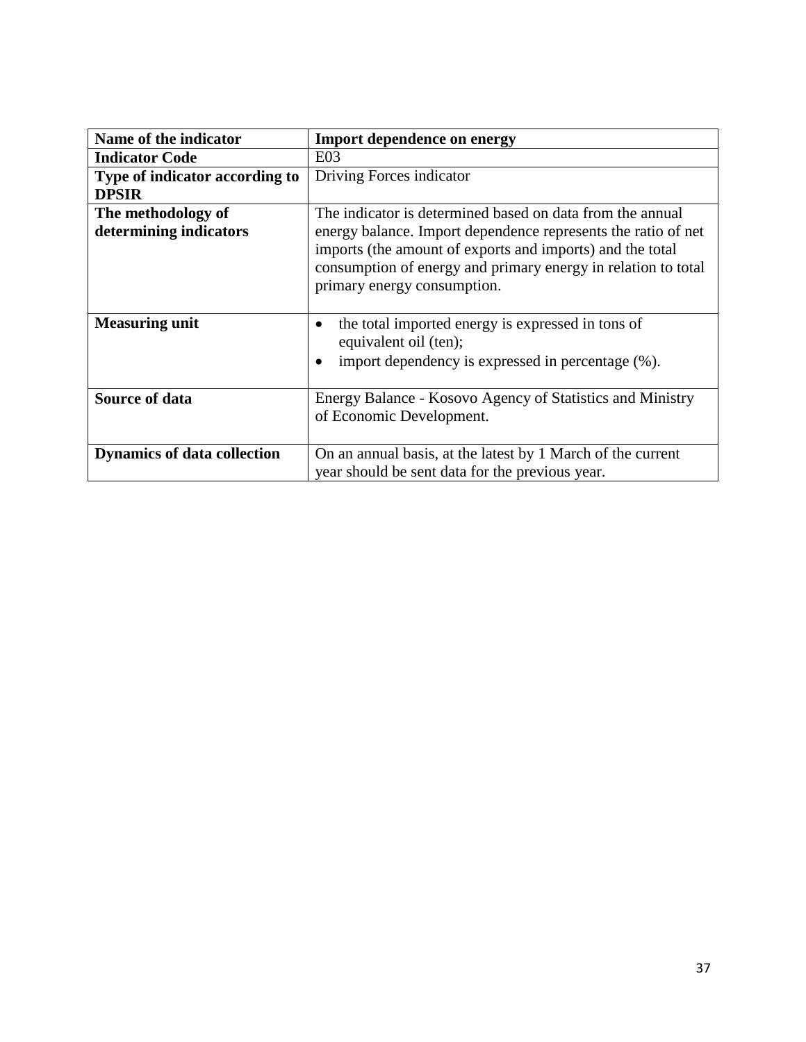| Name of the indicator | Import dependence on energy |
|---|---|
| **Indicator Code** | E03 |
| **Type of indicator according to DPSIR** | Driving Forces indicator |
| **The methodology of determining indicators** | The indicator is determined based on data from the annual energy balance. Import dependence represents the ratio of net imports (the amount of exports and imports) and the total consumption of energy and primary energy in relation to total primary energy consumption. |
| **Measuring unit** | • the total imported energy is expressed in tons of equivalent oil (ten);<br>• import dependency is expressed in percentage (%). |
| **Source of data** | Energy Balance - Kosovo Agency of Statistics and Ministry of Economic Development. |
| **Dynamics of data collection** | On an annual basis, at the latest by 1 March of the current year should be sent data for the previous year. |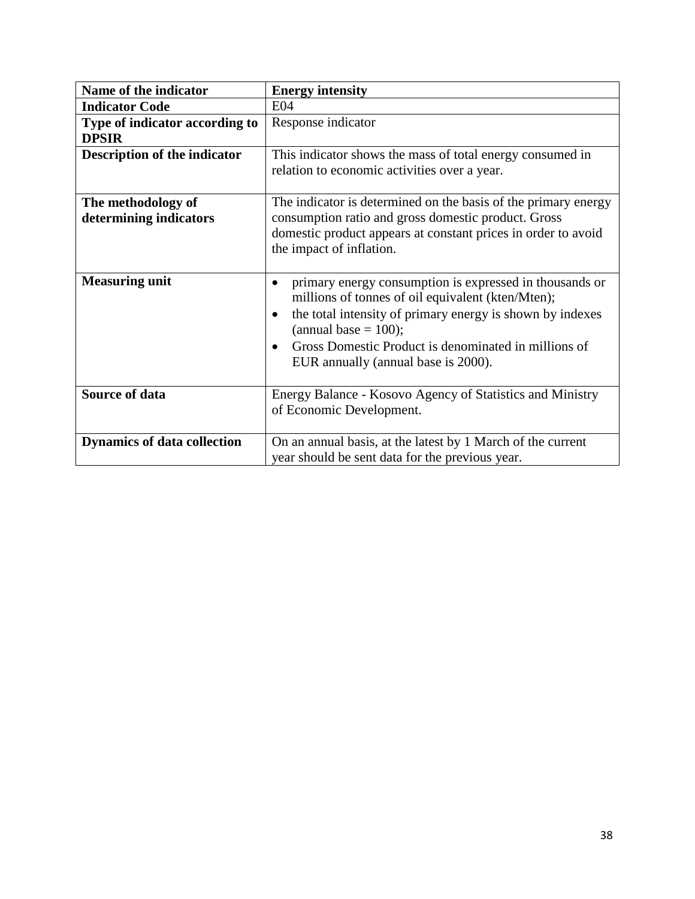| Name of the indicator | Energy intensity |
|---|---|
| **Indicator Code** | E04 |
| **Type of indicator according to DPSIR** | Response indicator |
| **Description of the indicator** | This indicator shows the mass of total energy consumed in relation to economic activities over a year. |
| **The methodology of determining indicators** | The indicator is determined on the basis of the primary energy consumption ratio and gross domestic product. Gross domestic product appears at constant prices in order to avoid the impact of inflation. |
| **Measuring unit** | • primary energy consumption is expressed in thousands or millions of tonnes of oil equivalent (kten/Mten);<br>• the total intensity of primary energy is shown by indexes (annual base = 100);<br>• Gross Domestic Product is denominated in millions of EUR annually (annual base is 2000). |
| **Source of data** | Energy Balance - Kosovo Agency of Statistics and Ministry of Economic Development. |
| **Dynamics of data collection** | On an annual basis, at the latest by 1 March of the current year should be sent data for the previous year. |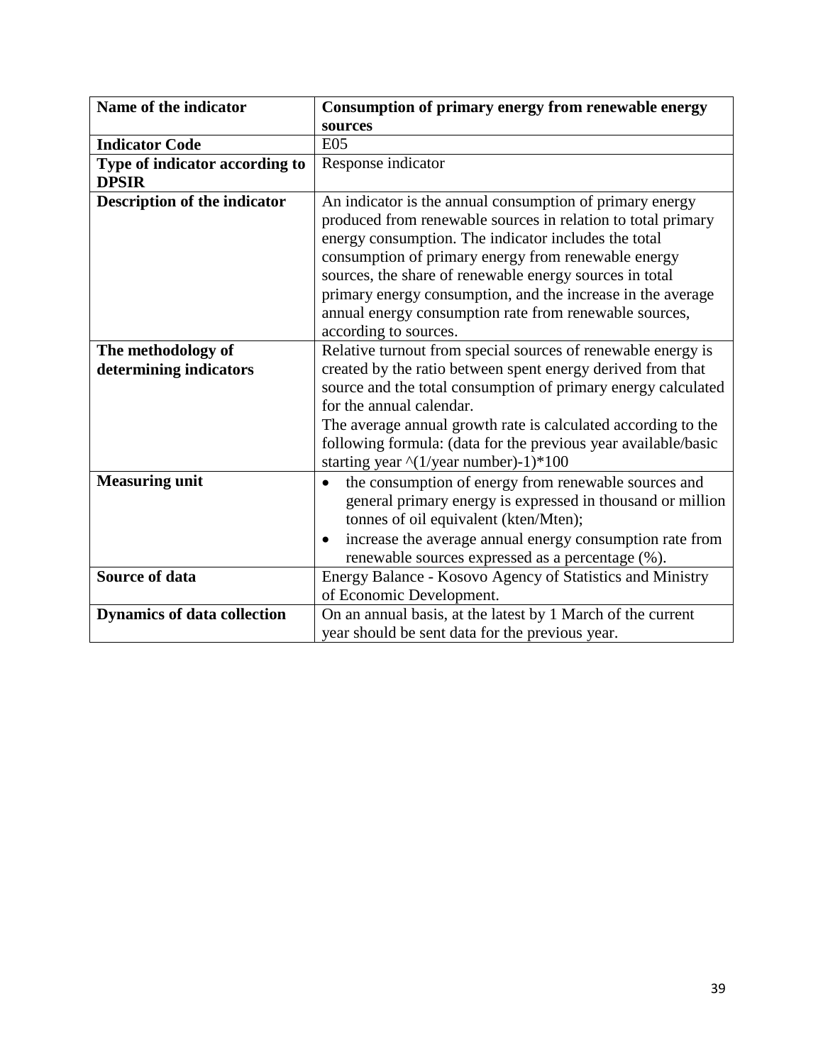| **Name of the indicator** | **Consumption of primary energy from renewable energy sources** |
|---|---|
| **Indicator Code** | E05 |
| **Type of indicator according to DPSIR** | Response indicator |
| **Description of the indicator** | An indicator is the annual consumption of primary energy produced from renewable sources in relation to total primary energy consumption. The indicator includes the total consumption of primary energy from renewable energy sources, the share of renewable energy sources in total primary energy consumption, and the increase in the average annual energy consumption rate from renewable sources, according to sources. |
| **The methodology of determining indicators** | Relative turnout from special sources of renewable energy is created by the ratio between spent energy derived from that source and the total consumption of primary energy calculated for the annual calendar.<br>The average annual growth rate is calculated according to the following formula: (data for the previous year available/basic starting year ^(1/year number)-1)*100 |
| **Measuring unit** | • the consumption of energy from renewable sources and general primary energy is expressed in thousand or million tonnes of oil equivalent (kten/Mten);<br>• increase the average annual energy consumption rate from renewable sources expressed as a percentage (%). |
| **Source of data** | Energy Balance - Kosovo Agency of Statistics and Ministry of Economic Development. |
| **Dynamics of data collection** | On an annual basis, at the latest by 1 March of the current year should be sent data for the previous year. |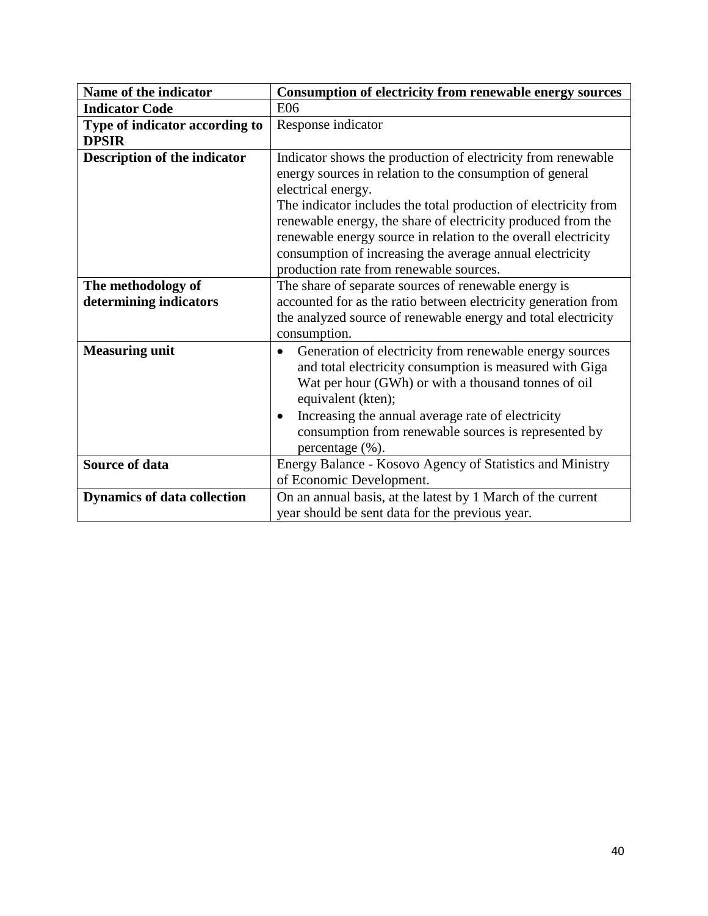| Name of the indicator | Consumption of electricity from renewable energy sources |
|---|---|
| **Indicator Code** | E06 |
| **Type of indicator according to DPSIR** | Response indicator |
| **Description of the indicator** | Indicator shows the production of electricity from renewable energy sources in relation to the consumption of general electrical energy.<br>The indicator includes the total production of electricity from renewable energy, the share of electricity produced from the renewable energy source in relation to the overall electricity consumption of increasing the average annual electricity production rate from renewable sources. |
| **The methodology of determining indicators** | The share of separate sources of renewable energy is accounted for as the ratio between electricity generation from the analyzed source of renewable energy and total electricity consumption. |
| **Measuring unit** | • Generation of electricity from renewable energy sources and total electricity consumption is measured with Giga Wat per hour (GWh) or with a thousand tonnes of oil equivalent (kten);<br>• Increasing the annual average rate of electricity consumption from renewable sources is represented by percentage (%). |
| **Source of data** | Energy Balance - Kosovo Agency of Statistics and Ministry of Economic Development. |
| **Dynamics of data collection** | On an annual basis, at the latest by 1 March of the current year should be sent data for the previous year. |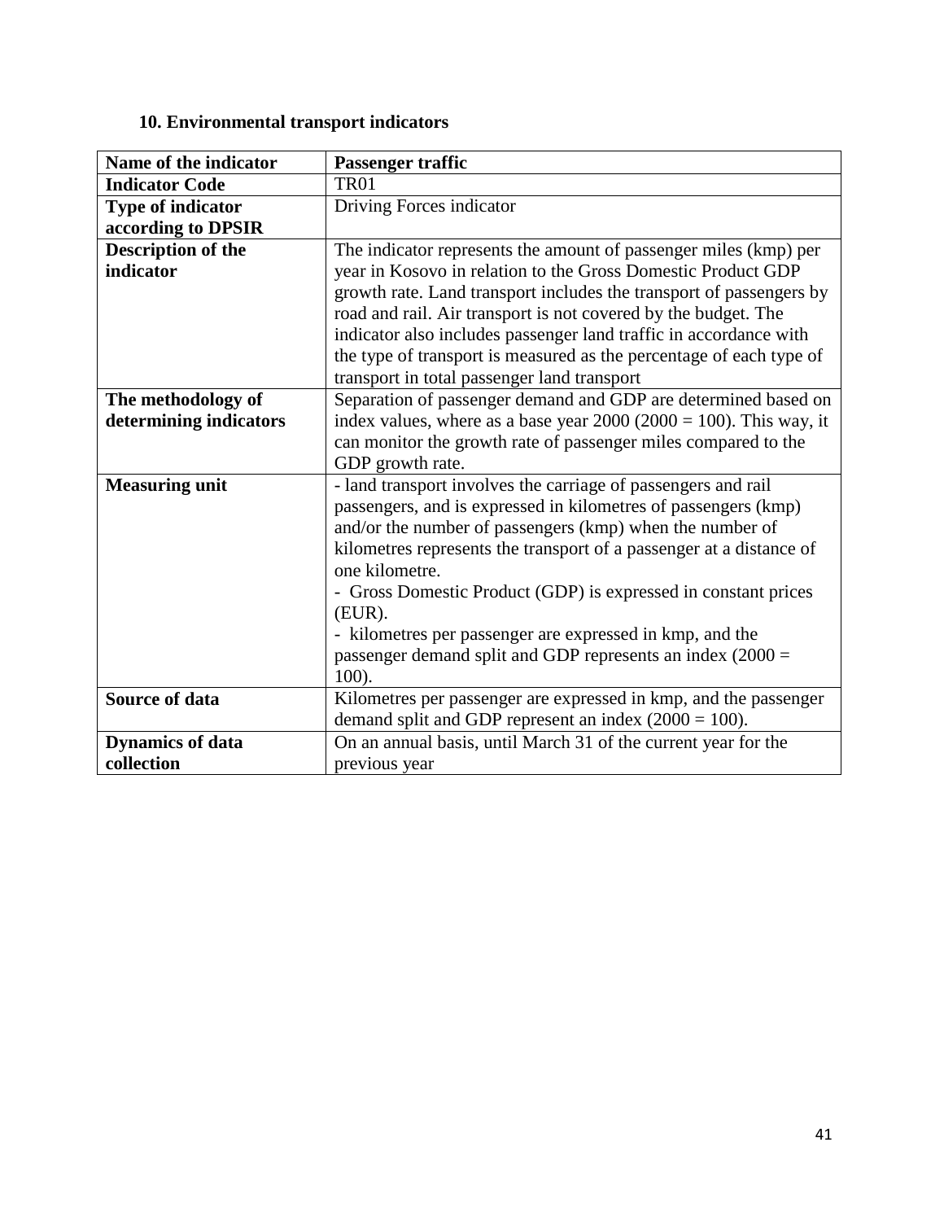## 10. Environmental transport indicators

| **Name of the indicator** | **Passenger traffic** |
|---|---|
| **Indicator Code** | TR01 |
| **Type of indicator according to DPSIR** | Driving Forces indicator |
| **Description of the indicator** | The indicator represents the amount of passenger miles (kmp) per year in Kosovo in relation to the Gross Domestic Product GDP growth rate. Land transport includes the transport of passengers by road and rail. Air transport is not covered by the budget. The indicator also includes passenger land traffic in accordance with the type of transport is measured as the percentage of each type of transport in total passenger land transport |
| **The methodology of determining indicators** | Separation of passenger demand and GDP are determined based on index values, where as a base year 2000 (2000 = 100). This way, it can monitor the growth rate of passenger miles compared to the GDP growth rate. |
| **Measuring unit** | - land transport involves the carriage of passengers and rail passengers, and is expressed in kilometres of passengers (kmp) and/or the number of passengers (kmp) when the number of kilometres represents the transport of a passenger at a distance of one kilometre.<br>- Gross Domestic Product (GDP) is expressed in constant prices (EUR).<br>- kilometres per passenger are expressed in kmp, and the passenger demand split and GDP represents an index (2000 = 100). |
| **Source of data** | Kilometres per passenger are expressed in kmp, and the passenger demand split and GDP represent an index (2000 = 100). |
| **Dynamics of data collection** | On an annual basis, until March 31 of the current year for the previous year |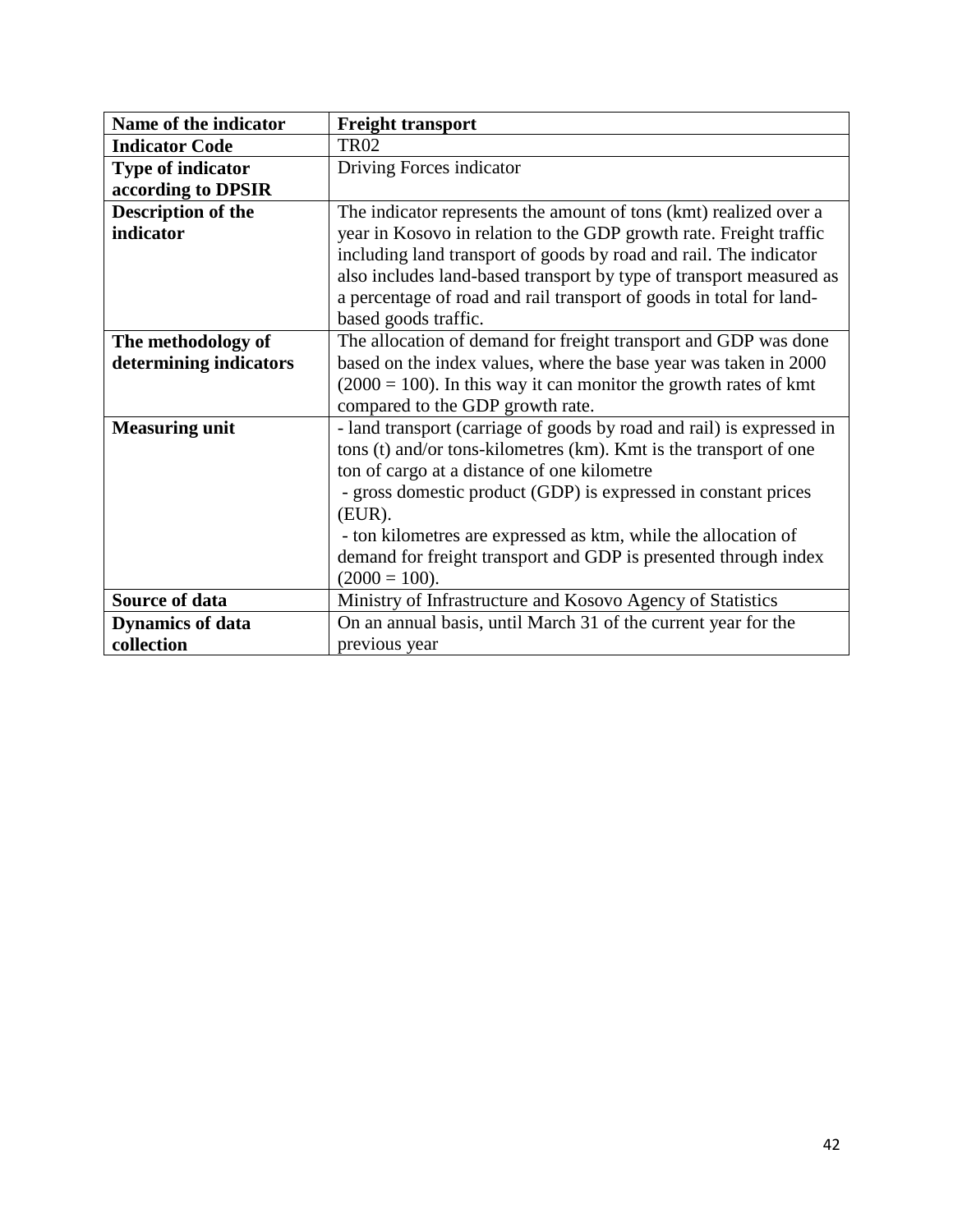| Name of the indicator | Freight transport |
|---|---|
| **Indicator Code** | TR02 |
| **Type of indicator according to DPSIR** | Driving Forces indicator |
| **Description of the indicator** | The indicator represents the amount of tons (kmt) realized over a year in Kosovo in relation to the GDP growth rate. Freight traffic including land transport of goods by road and rail. The indicator also includes land-based transport by type of transport measured as a percentage of road and rail transport of goods in total for land-based goods traffic. |
| **The methodology of determining indicators** | The allocation of demand for freight transport and GDP was done based on the index values, where the base year was taken in 2000 (2000 = 100). In this way it can monitor the growth rates of kmt compared to the GDP growth rate. |
| **Measuring unit** | - land transport (carriage of goods by road and rail) is expressed in tons (t) and/or tons-kilometres (km). Kmt is the transport of one ton of cargo at a distance of one kilometre<br>- gross domestic product (GDP) is expressed in constant prices (EUR).<br>- ton kilometres are expressed as ktm, while the allocation of demand for freight transport and GDP is presented through index (2000 = 100). |
| **Source of data** | Ministry of Infrastructure and Kosovo Agency of Statistics |
| **Dynamics of data collection** | On an annual basis, until March 31 of the current year for the previous year |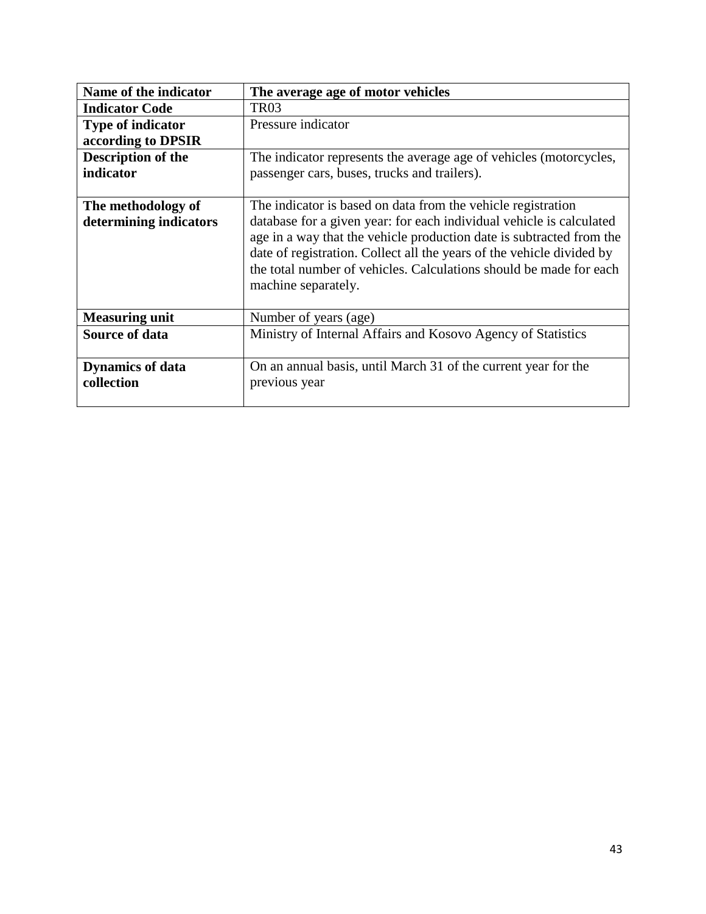| **Name of the indicator** | **The average age of motor vehicles** |
| --- | --- |
| **Indicator Code** | TR03 |
| **Type of indicator according to DPSIR** | Pressure indicator |
| **Description of the indicator** | The indicator represents the average age of vehicles (motorcycles, passenger cars, buses, trucks and trailers). |
| **The methodology of determining indicators** | The indicator is based on data from the vehicle registration database for a given year: for each individual vehicle is calculated age in a way that the vehicle production date is subtracted from the date of registration. Collect all the years of the vehicle divided by the total number of vehicles. Calculations should be made for each machine separately. |
| **Measuring unit** | Number of years (age) |
| **Source of data** | Ministry of Internal Affairs and Kosovo Agency of Statistics |
| **Dynamics of data collection** | On an annual basis, until March 31 of the current year for the previous year |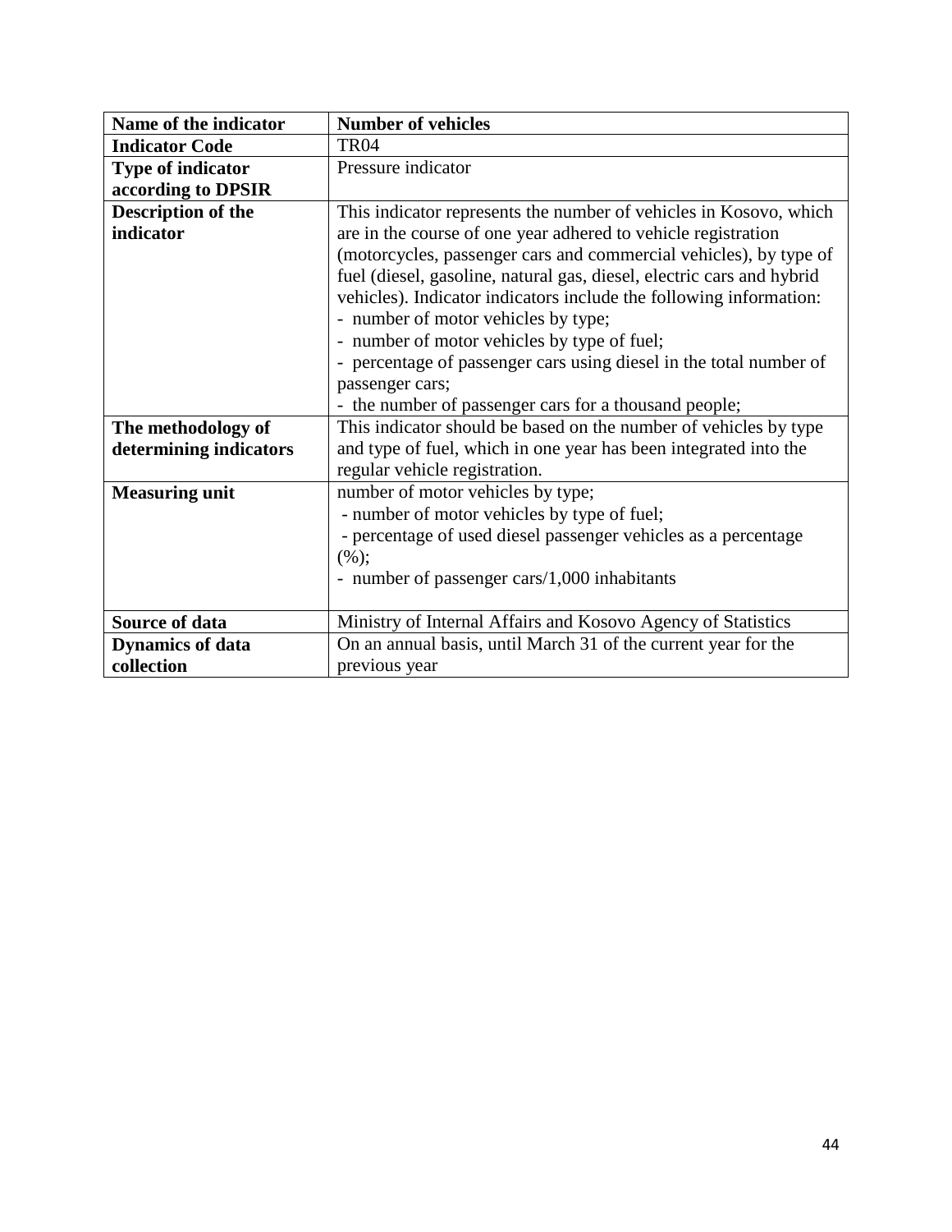| Name of the indicator | Number of vehicles |
|---|---|
| **Indicator Code** | TR04 |
| **Type of indicator according to DPSIR** | Pressure indicator |
| **Description of the indicator** | This indicator represents the number of vehicles in Kosovo, which are in the course of one year adhered to vehicle registration (motorcycles, passenger cars and commercial vehicles), by type of fuel (diesel, gasoline, natural gas, diesel, electric cars and hybrid vehicles). Indicator indicators include the following information:<br>- number of motor vehicles by type;<br>- number of motor vehicles by type of fuel;<br>- percentage of passenger cars using diesel in the total number of passenger cars;<br>- the number of passenger cars for a thousand people; |
| **The methodology of determining indicators** | This indicator should be based on the number of vehicles by type and type of fuel, which in one year has been integrated into the regular vehicle registration. |
| **Measuring unit** | number of motor vehicles by type;<br>- number of motor vehicles by type of fuel;<br>- percentage of used diesel passenger vehicles as a percentage (%);<br>- number of passenger cars/1,000 inhabitants |
| **Source of data** | Ministry of Internal Affairs and Kosovo Agency of Statistics |
| **Dynamics of data collection** | On an annual basis, until March 31 of the current year for the previous year |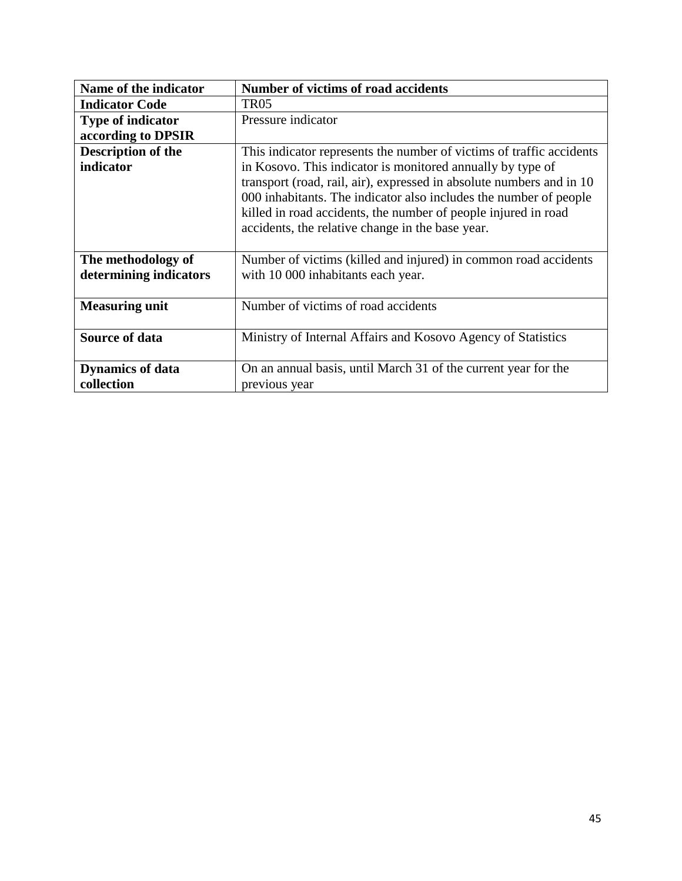| **Name of the indicator** | **Number of victims of road accidents** |
| --- | --- |
| **Indicator Code** | TR05 |
| **Type of indicator according to DPSIR** | Pressure indicator |
| **Description of the indicator** | This indicator represents the number of victims of traffic accidents in Kosovo. This indicator is monitored annually by type of transport (road, rail, air), expressed in absolute numbers and in 10 000 inhabitants. The indicator also includes the number of people killed in road accidents, the number of people injured in road accidents, the relative change in the base year. |
| **The methodology of determining indicators** | Number of victims (killed and injured) in common road accidents with 10 000 inhabitants each year. |
| **Measuring unit** | Number of victims of road accidents |
| **Source of data** | Ministry of Internal Affairs and Kosovo Agency of Statistics |
| **Dynamics of data collection** | On an annual basis, until March 31 of the current year for the previous year |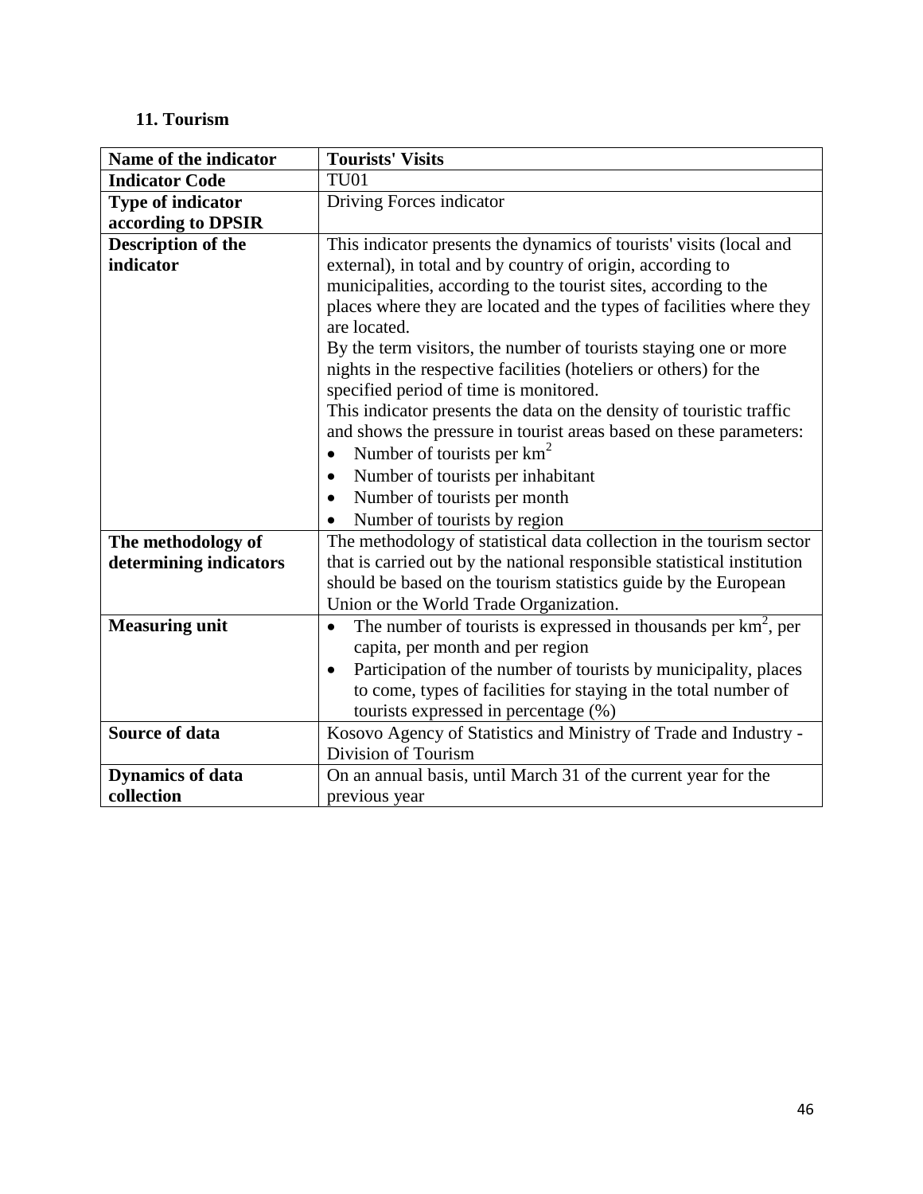**11. Tourism**

| Name of the indicator | Tourists' Visits |
|---|---|
| **Indicator Code** | TU01 |
| **Type of indicator according to DPSIR** | Driving Forces indicator |
| **Description of the indicator** | This indicator presents the dynamics of tourists' visits (local and external), in total and by country of origin, according to municipalities, according to the tourist sites, according to the places where they are located and the types of facilities where they are located.<br>By the term visitors, the number of tourists staying one or more nights in the respective facilities (hoteliers or others) for the specified period of time is monitored.<br>This indicator presents the data on the density of touristic traffic and shows the pressure in tourist areas based on these parameters:<br>• Number of tourists per $km^2$<br>• Number of tourists per inhabitant<br>• Number of tourists per month<br>• Number of tourists by region |
| **The methodology of determining indicators** | The methodology of statistical data collection in the tourism sector that is carried out by the national responsible statistical institution should be based on the tourism statistics guide by the European Union or the World Trade Organization. |
| **Measuring unit** | • The number of tourists is expressed in thousands per $km^2$, per capita, per month and per region<br>• Participation of the number of tourists by municipality, places to come, types of facilities for staying in the total number of tourists expressed in percentage (%) |
| **Source of data** | Kosovo Agency of Statistics and Ministry of Trade and Industry - Division of Tourism |
| **Dynamics of data collection** | On an annual basis, until March 31 of the current year for the previous year |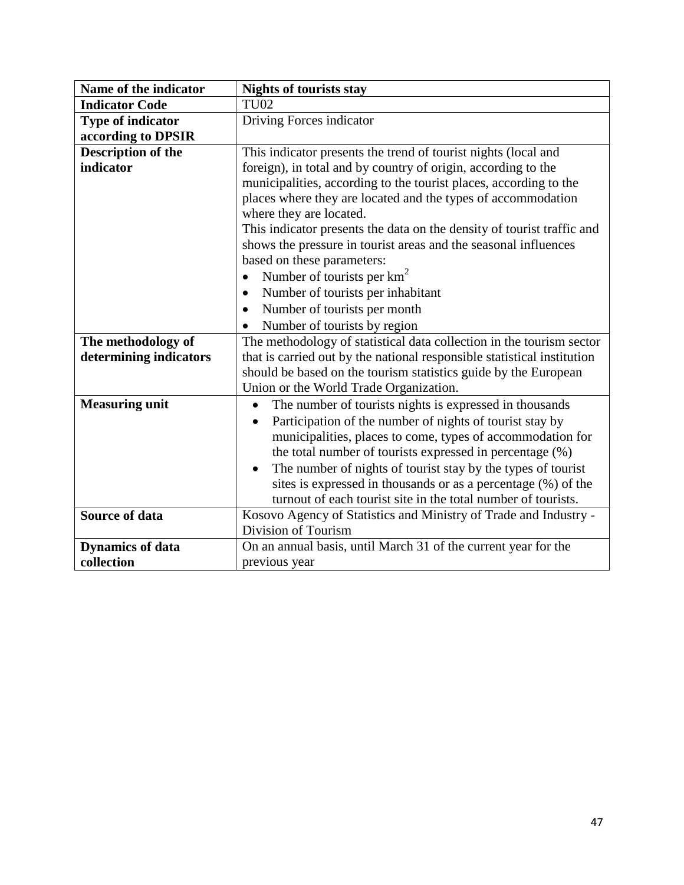| Name of the indicator | Nights of tourists stay |
|---|---|
| **Indicator Code** | TU02 |
| **Type of indicator according to DPSIR** | Driving Forces indicator |
| **Description of the indicator** | This indicator presents the trend of tourist nights (local and foreign), in total and by country of origin, according to the municipalities, according to the tourist places, according to the places where they are located and the types of accommodation where they are located.<br>This indicator presents the data on the density of tourist traffic and shows the pressure in tourist areas and the seasonal influences based on these parameters:<br>• Number of tourists per $km^2$<br>• Number of tourists per inhabitant<br>• Number of tourists per month<br>• Number of tourists by region |
| **The methodology of determining indicators** | The methodology of statistical data collection in the tourism sector that is carried out by the national responsible statistical institution should be based on the tourism statistics guide by the European Union or the World Trade Organization. |
| **Measuring unit** | • The number of tourists nights is expressed in thousands<br>• Participation of the number of nights of tourist stay by municipalities, places to come, types of accommodation for the total number of tourists expressed in percentage (%)<br>• The number of nights of tourist stay by the types of tourist sites is expressed in thousands or as a percentage (%) of the turnout of each tourist site in the total number of tourists. |
| **Source of data** | Kosovo Agency of Statistics and Ministry of Trade and Industry - Division of Tourism |
| **Dynamics of data collection** | On an annual basis, until March 31 of the current year for the previous year |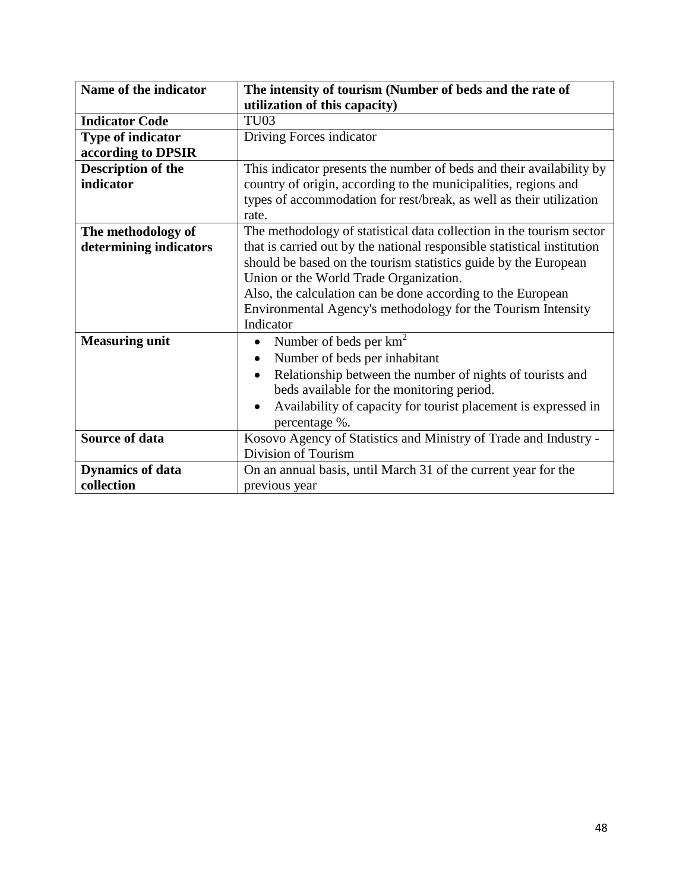| Name of the indicator | The intensity of tourism (Number of beds and the rate of utilization of this capacity) |
|---|---|
| **Indicator Code** | TU03 |
| **Type of indicator according to DPSIR** | Driving Forces indicator |
| **Description of the indicator** | This indicator presents the number of beds and their availability by country of origin, according to the municipalities, regions and types of accommodation for rest/break, as well as their utilization rate. |
| **The methodology of determining indicators** | The methodology of statistical data collection in the tourism sector that is carried out by the national responsible statistical institution should be based on the tourism statistics guide by the European Union or the World Trade Organization.<br>Also, the calculation can be done according to the European Environmental Agency's methodology for the Tourism Intensity Indicator |
| **Measuring unit** | • Number of beds per $km^2$<br>• Number of beds per inhabitant<br>• Relationship between the number of nights of tourists and beds available for the monitoring period.<br>• Availability of capacity for tourist placement is expressed in percentage %. |
| **Source of data** | Kosovo Agency of Statistics and Ministry of Trade and Industry - Division of Tourism |
| **Dynamics of data collection** | On an annual basis, until March 31 of the current year for the previous year |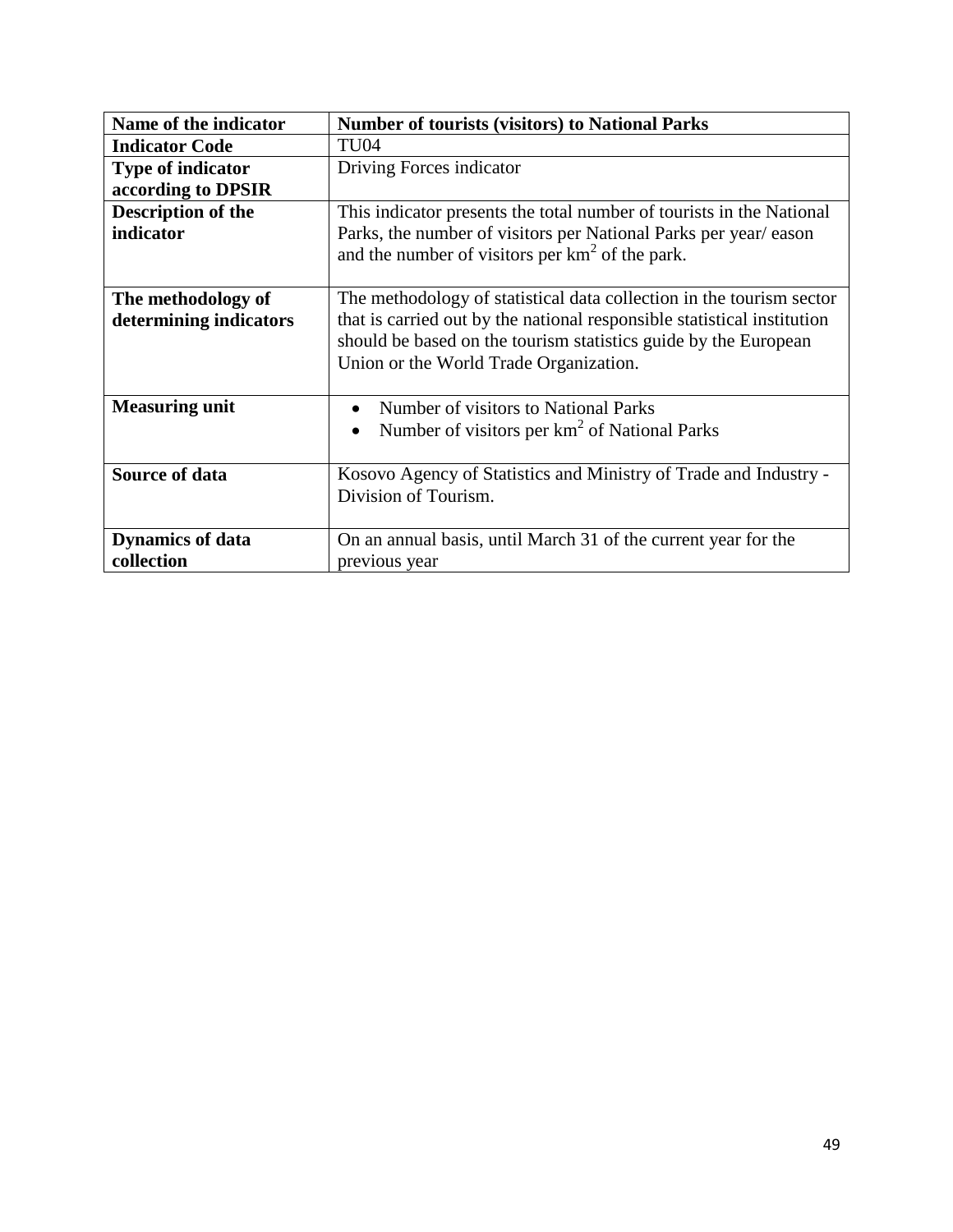| Name of the indicator | Number of tourists (visitors) to National Parks |
|---|---|
| **Indicator Code** | TU04 |
| **Type of indicator according to DPSIR** | Driving Forces indicator |
| **Description of the indicator** | This indicator presents the total number of tourists in the National Parks, the number of visitors per National Parks per year/ eason and the number of visitors per $km^2$ of the park. |
| **The methodology of determining indicators** | The methodology of statistical data collection in the tourism sector that is carried out by the national responsible statistical institution should be based on the tourism statistics guide by the European Union or the World Trade Organization. |
| **Measuring unit** | • Number of visitors to National Parks<br>• Number of visitors per $km^2$ of National Parks |
| **Source of data** | Kosovo Agency of Statistics and Ministry of Trade and Industry - Division of Tourism. |
| **Dynamics of data collection** | On an annual basis, until March 31 of the current year for the previous year |